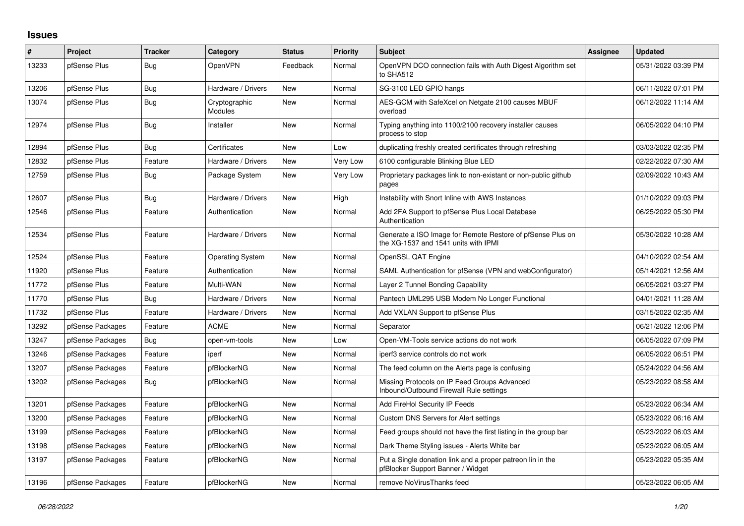## Issues

| # | Project | Tracker | Category | Status | Priority | Subject | Assignee | Updated |
|---|---|---|---|---|---|---|---|---|
| 13233 | pfSense Plus | Bug | OpenVPN | Feedback | Normal | OpenVPN DCO connection fails with Auth Digest Algorithm set to SHA512 | | 05/31/2022 03:39 PM |
| 13206 | pfSense Plus | Bug | Hardware / Drivers | New | Normal | SG-3100 LED GPIO hangs | | 06/11/2022 07:01 PM |
| 13074 | pfSense Plus | Bug | Cryptographic Modules | New | Normal | AES-GCM with SafeXcel on Netgate 2100 causes MBUF overload | | 06/12/2022 11:14 AM |
| 12974 | pfSense Plus | Bug | Installer | New | Normal | Typing anything into 1100/2100 recovery installer causes process to stop | | 06/05/2022 04:10 PM |
| 12894 | pfSense Plus | Bug | Certificates | New | Low | duplicating freshly created certificates through refreshing | | 03/03/2022 02:35 PM |
| 12832 | pfSense Plus | Feature | Hardware / Drivers | New | Very Low | 6100 configurable Blinking Blue LED | | 02/22/2022 07:30 AM |
| 12759 | pfSense Plus | Bug | Package System | New | Very Low | Proprietary packages link to non-existant or non-public github pages | | 02/09/2022 10:43 AM |
| 12607 | pfSense Plus | Bug | Hardware / Drivers | New | High | Instability with Snort Inline with AWS Instances | | 01/10/2022 09:03 PM |
| 12546 | pfSense Plus | Feature | Authentication | New | Normal | Add 2FA Support to pfSense Plus Local Database Authentication | | 06/25/2022 05:30 PM |
| 12534 | pfSense Plus | Feature | Hardware / Drivers | New | Normal | Generate a ISO Image for Remote Restore of pfSense Plus on the XG-1537 and 1541 units with IPMI | | 05/30/2022 10:28 AM |
| 12524 | pfSense Plus | Feature | Operating System | New | Normal | OpenSSL QAT Engine | | 04/10/2022 02:54 AM |
| 11920 | pfSense Plus | Feature | Authentication | New | Normal | SAML Authentication for pfSense (VPN and webConfigurator) | | 05/14/2021 12:56 AM |
| 11772 | pfSense Plus | Feature | Multi-WAN | New | Normal | Layer 2 Tunnel Bonding Capability | | 06/05/2021 03:27 PM |
| 11770 | pfSense Plus | Bug | Hardware / Drivers | New | Normal | Pantech UML295 USB Modem No Longer Functional | | 04/01/2021 11:28 AM |
| 11732 | pfSense Plus | Feature | Hardware / Drivers | New | Normal | Add VXLAN Support to pfSense Plus | | 03/15/2022 02:35 AM |
| 13292 | pfSense Packages | Feature | ACME | New | Normal | Separator | | 06/21/2022 12:06 PM |
| 13247 | pfSense Packages | Bug | open-vm-tools | New | Low | Open-VM-Tools service actions do not work | | 06/05/2022 07:09 PM |
| 13246 | pfSense Packages | Feature | iperf | New | Normal | iperf3 service controls do not work | | 06/05/2022 06:51 PM |
| 13207 | pfSense Packages | Feature | pfBlockerNG | New | Normal | The feed column on the Alerts page is confusing | | 05/24/2022 04:56 AM |
| 13202 | pfSense Packages | Bug | pfBlockerNG | New | Normal | Missing Protocols on IP Feed Groups Advanced Inbound/Outbound Firewall Rule settings | | 05/23/2022 08:58 AM |
| 13201 | pfSense Packages | Feature | pfBlockerNG | New | Normal | Add FireHol Security IP Feeds | | 05/23/2022 06:34 AM |
| 13200 | pfSense Packages | Feature | pfBlockerNG | New | Normal | Custom DNS Servers for Alert settings | | 05/23/2022 06:16 AM |
| 13199 | pfSense Packages | Feature | pfBlockerNG | New | Normal | Feed groups should not have the first listing in the group bar | | 05/23/2022 06:03 AM |
| 13198 | pfSense Packages | Feature | pfBlockerNG | New | Normal | Dark Theme Styling issues - Alerts White bar | | 05/23/2022 06:05 AM |
| 13197 | pfSense Packages | Feature | pfBlockerNG | New | Normal | Put a Single donation link and a proper patreon lin in the pfBlocker Support Banner / Widget | | 05/23/2022 05:35 AM |
| 13196 | pfSense Packages | Feature | pfBlockerNG | New | Normal | remove NoVirusThanks feed | | 05/23/2022 06:05 AM |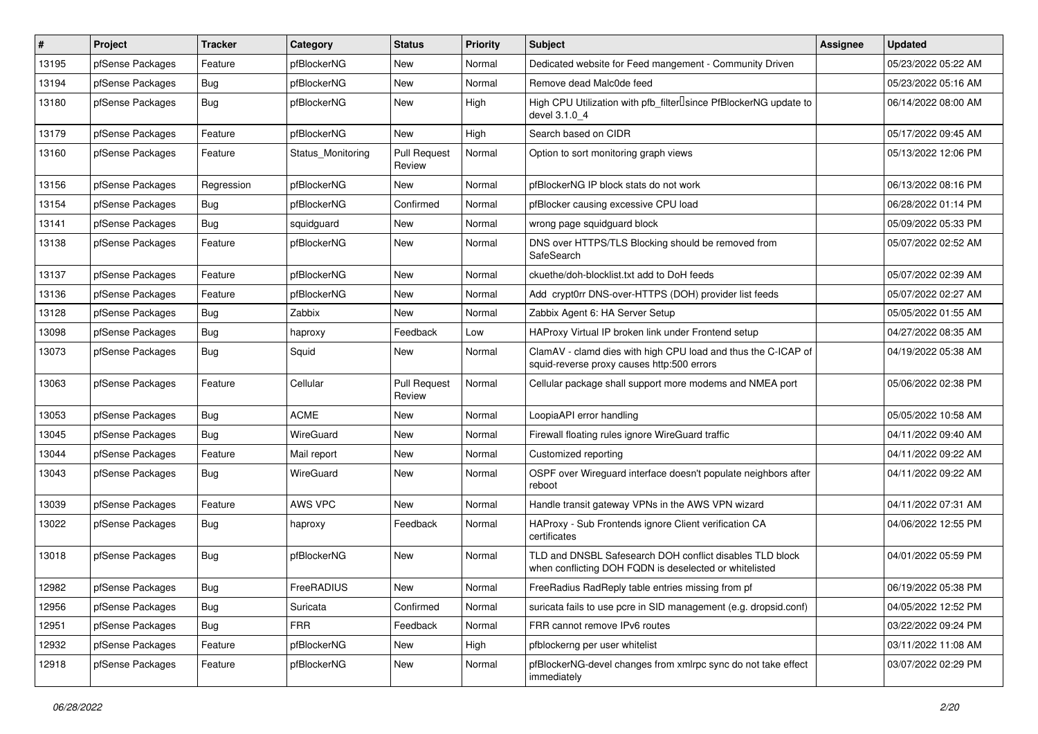| # | Project | Tracker | Category | Status | Priority | Subject | Assignee | Updated |
|---|---|---|---|---|---|---|---|---|
| 13195 | pfSense Packages | Feature | pfBlockerNG | New | Normal | Dedicated website for Feed mangement - Community Driven | | 05/23/2022 05:22 AM |
| 13194 | pfSense Packages | Bug | pfBlockerNG | New | Normal | Remove dead Malc0de feed | | 05/23/2022 05:16 AM |
| 13180 | pfSense Packages | Bug | pfBlockerNG | New | High | High CPU Utilization with pfb_filter since PfBlockerNG update to devel 3.1.0_4 | | 06/14/2022 08:00 AM |
| 13179 | pfSense Packages | Feature | pfBlockerNG | New | High | Search based on CIDR | | 05/17/2022 09:45 AM |
| 13160 | pfSense Packages | Feature | Status_Monitoring | Pull Request Review | Normal | Option to sort monitoring graph views | | 05/13/2022 12:06 PM |
| 13156 | pfSense Packages | Regression | pfBlockerNG | New | Normal | pfBlockerNG IP block stats do not work | | 06/13/2022 08:16 PM |
| 13154 | pfSense Packages | Bug | pfBlockerNG | Confirmed | Normal | pfBlocker causing excessive CPU load | | 06/28/2022 01:14 PM |
| 13141 | pfSense Packages | Bug | squidguard | New | Normal | wrong page squidguard block | | 05/09/2022 05:33 PM |
| 13138 | pfSense Packages | Feature | pfBlockerNG | New | Normal | DNS over HTTPS/TLS Blocking should be removed from SafeSearch | | 05/07/2022 02:52 AM |
| 13137 | pfSense Packages | Feature | pfBlockerNG | New | Normal | ckuethe/doh-blocklist.txt add to DoH feeds | | 05/07/2022 02:39 AM |
| 13136 | pfSense Packages | Feature | pfBlockerNG | New | Normal | Add crypt0rr DNS-over-HTTPS (DOH) provider list feeds | | 05/07/2022 02:27 AM |
| 13128 | pfSense Packages | Bug | Zabbix | New | Normal | Zabbix Agent 6: HA Server Setup | | 05/05/2022 01:55 AM |
| 13098 | pfSense Packages | Bug | haproxy | Feedback | Low | HAProxy Virtual IP broken link under Frontend setup | | 04/27/2022 08:35 AM |
| 13073 | pfSense Packages | Bug | Squid | New | Normal | ClamAV - clamd dies with high CPU load and thus the C-ICAP of squid-reverse proxy causes http:500 errors | | 04/19/2022 05:38 AM |
| 13063 | pfSense Packages | Feature | Cellular | Pull Request Review | Normal | Cellular package shall support more modems and NMEA port | | 05/06/2022 02:38 PM |
| 13053 | pfSense Packages | Bug | ACME | New | Normal | LoopiaAPI error handling | | 05/05/2022 10:58 AM |
| 13045 | pfSense Packages | Bug | WireGuard | New | Normal | Firewall floating rules ignore WireGuard traffic | | 04/11/2022 09:40 AM |
| 13044 | pfSense Packages | Feature | Mail report | New | Normal | Customized reporting | | 04/11/2022 09:22 AM |
| 13043 | pfSense Packages | Bug | WireGuard | New | Normal | OSPF over Wireguard interface doesn't populate neighbors after reboot | | 04/11/2022 09:22 AM |
| 13039 | pfSense Packages | Feature | AWS VPC | New | Normal | Handle transit gateway VPNs in the AWS VPN wizard | | 04/11/2022 07:31 AM |
| 13022 | pfSense Packages | Bug | haproxy | Feedback | Normal | HAProxy - Sub Frontends ignore Client verification CA certificates | | 04/06/2022 12:55 PM |
| 13018 | pfSense Packages | Bug | pfBlockerNG | New | Normal | TLD and DNSBL Safesearch DOH conflict disables TLD block when conflicting DOH FQDN is deselected or whitelisted | | 04/01/2022 05:59 PM |
| 12982 | pfSense Packages | Bug | FreeRADIUS | New | Normal | FreeRadius RadReply table entries missing from pf | | 06/19/2022 05:38 PM |
| 12956 | pfSense Packages | Bug | Suricata | Confirmed | Normal | suricata fails to use pcre in SID management (e.g. dropsid.conf) | | 04/05/2022 12:52 PM |
| 12951 | pfSense Packages | Bug | FRR | Feedback | Normal | FRR cannot remove IPv6 routes | | 03/22/2022 09:24 PM |
| 12932 | pfSense Packages | Feature | pfBlockerNG | New | High | pfblockerng per user whitelist | | 03/11/2022 11:08 AM |
| 12918 | pfSense Packages | Feature | pfBlockerNG | New | Normal | pfBlockerNG-devel changes from xmlrpc sync do not take effect immediately | | 03/07/2022 02:29 PM |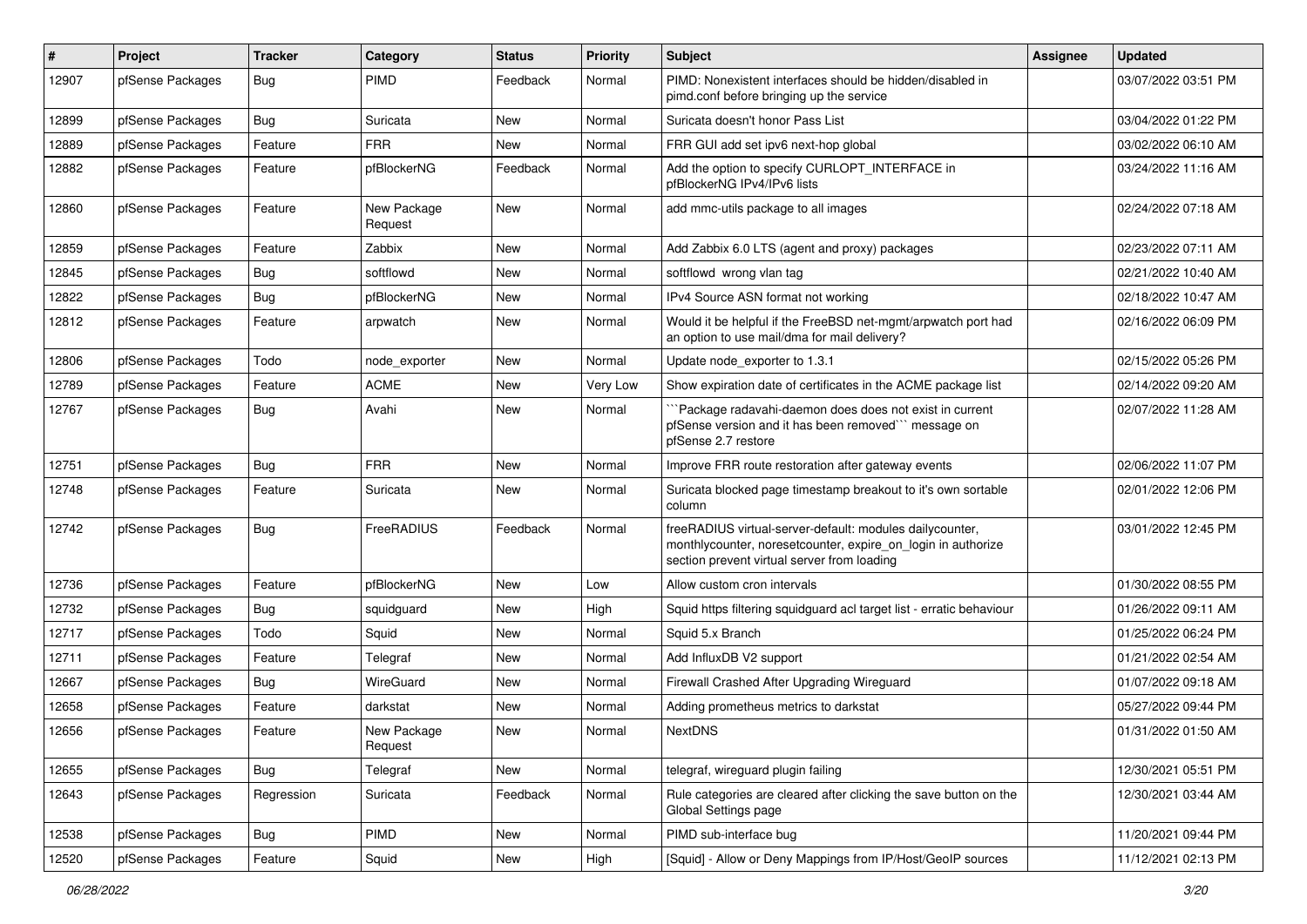| # | Project | Tracker | Category | Status | Priority | Subject | Assignee | Updated |
|---|---|---|---|---|---|---|---|---|
| 12907 | pfSense Packages | Bug | PIMD | Feedback | Normal | PIMD: Nonexistent interfaces should be hidden/disabled in pimd.conf before bringing up the service | | 03/07/2022 03:51 PM |
| 12899 | pfSense Packages | Bug | Suricata | New | Normal | Suricata doesn't honor Pass List | | 03/04/2022 01:22 PM |
| 12889 | pfSense Packages | Feature | FRR | New | Normal | FRR GUI add set ipv6 next-hop global | | 03/02/2022 06:10 AM |
| 12882 | pfSense Packages | Feature | pfBlockerNG | Feedback | Normal | Add the option to specify CURLOPT_INTERFACE in pfBlockerNG IPv4/IPv6 lists | | 03/24/2022 11:16 AM |
| 12860 | pfSense Packages | Feature | New Package Request | New | Normal | add mmc-utils package to all images | | 02/24/2022 07:18 AM |
| 12859 | pfSense Packages | Feature | Zabbix | New | Normal | Add Zabbix 6.0 LTS (agent and proxy) packages | | 02/23/2022 07:11 AM |
| 12845 | pfSense Packages | Bug | softflowd | New | Normal | softflowd wrong vlan tag | | 02/21/2022 10:40 AM |
| 12822 | pfSense Packages | Bug | pfBlockerNG | New | Normal | IPv4 Source ASN format not working | | 02/18/2022 10:47 AM |
| 12812 | pfSense Packages | Feature | arpwatch | New | Normal | Would it be helpful if the FreeBSD net-mgmt/arpwatch port had an option to use mail/dma for mail delivery? | | 02/16/2022 06:09 PM |
| 12806 | pfSense Packages | Todo | node_exporter | New | Normal | Update node_exporter to 1.3.1 | | 02/15/2022 05:26 PM |
| 12789 | pfSense Packages | Feature | ACME | New | Very Low | Show expiration date of certificates in the ACME package list | | 02/14/2022 09:20 AM |
| 12767 | pfSense Packages | Bug | Avahi | New | Normal | ```Package radavahi-daemon does does not exist in current pfSense version and it has been removed``` message on pfSense 2.7 restore | | 02/07/2022 11:28 AM |
| 12751 | pfSense Packages | Bug | FRR | New | Normal | Improve FRR route restoration after gateway events | | 02/06/2022 11:07 PM |
| 12748 | pfSense Packages | Feature | Suricata | New | Normal | Suricata blocked page timestamp breakout to it's own sortable column | | 02/01/2022 12:06 PM |
| 12742 | pfSense Packages | Bug | FreeRADIUS | Feedback | Normal | freeRADIUS virtual-server-default: modules dailycounter, monthlycounter, noresetcounter, expire_on_login in authorize section prevent virtual server from loading | | 03/01/2022 12:45 PM |
| 12736 | pfSense Packages | Feature | pfBlockerNG | New | Low | Allow custom cron intervals | | 01/30/2022 08:55 PM |
| 12732 | pfSense Packages | Bug | squidguard | New | High | Squid https filtering squidguard acl target list - erratic behaviour | | 01/26/2022 09:11 AM |
| 12717 | pfSense Packages | Todo | Squid | New | Normal | Squid 5.x Branch | | 01/25/2022 06:24 PM |
| 12711 | pfSense Packages | Feature | Telegraf | New | Normal | Add InfluxDB V2 support | | 01/21/2022 02:54 AM |
| 12667 | pfSense Packages | Bug | WireGuard | New | Normal | Firewall Crashed After Upgrading Wireguard | | 01/07/2022 09:18 AM |
| 12658 | pfSense Packages | Feature | darkstat | New | Normal | Adding prometheus metrics to darkstat | | 05/27/2022 09:44 PM |
| 12656 | pfSense Packages | Feature | New Package Request | New | Normal | NextDNS | | 01/31/2022 01:50 AM |
| 12655 | pfSense Packages | Bug | Telegraf | New | Normal | telegraf, wireguard plugin failing | | 12/30/2021 05:51 PM |
| 12643 | pfSense Packages | Regression | Suricata | Feedback | Normal | Rule categories are cleared after clicking the save button on the Global Settings page | | 12/30/2021 03:44 AM |
| 12538 | pfSense Packages | Bug | PIMD | New | Normal | PIMD sub-interface bug | | 11/20/2021 09:44 PM |
| 12520 | pfSense Packages | Feature | Squid | New | High | [Squid] - Allow or Deny Mappings from IP/Host/GeoIP sources | | 11/12/2021 02:13 PM |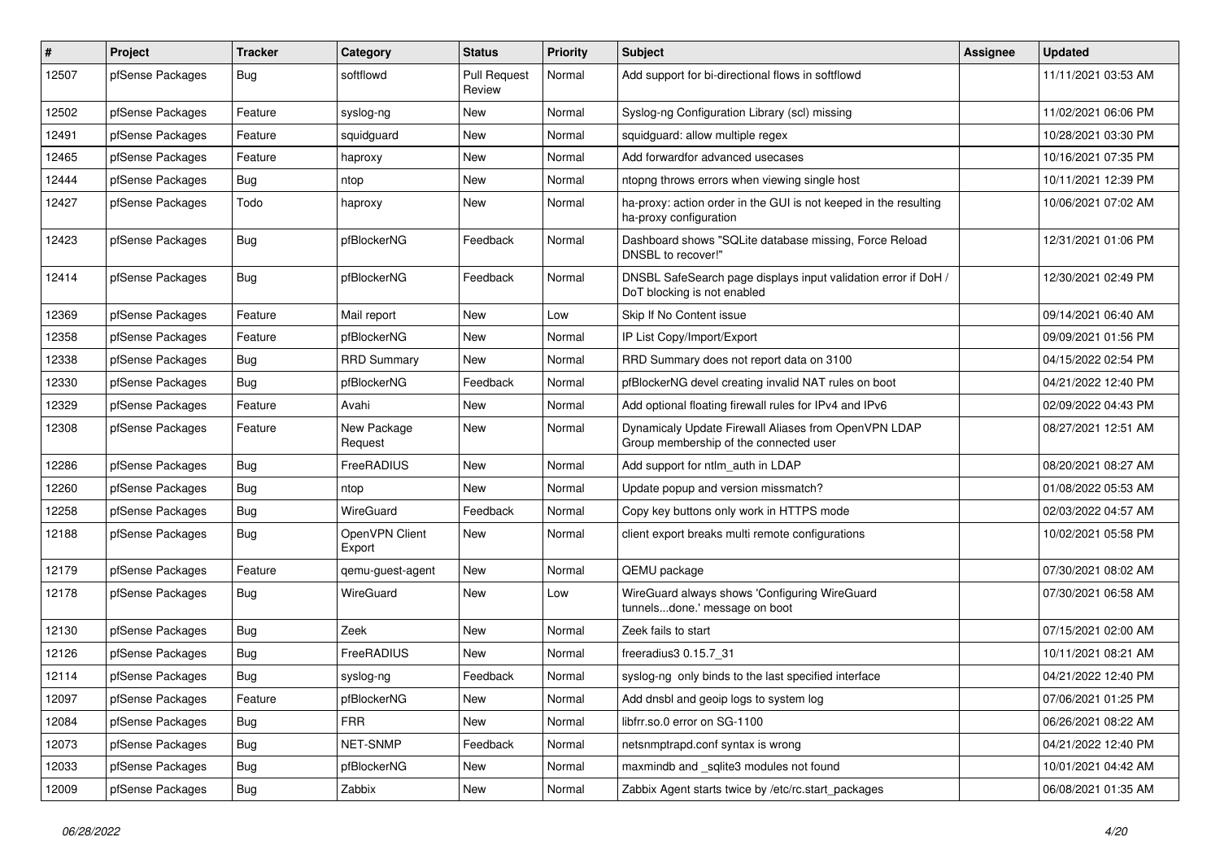| # | Project | Tracker | Category | Status | Priority | Subject | Assignee | Updated |
|---|---|---|---|---|---|---|---|---|
| 12507 | pfSense Packages | Bug | softflowd | Pull Request Review | Normal | Add support for bi-directional flows in softflowd | | 11/11/2021 03:53 AM |
| 12502 | pfSense Packages | Feature | syslog-ng | New | Normal | Syslog-ng Configuration Library (scl) missing | | 11/02/2021 06:06 PM |
| 12491 | pfSense Packages | Feature | squidguard | New | Normal | squidguard: allow multiple regex | | 10/28/2021 03:30 PM |
| 12465 | pfSense Packages | Feature | haproxy | New | Normal | Add forwardfor advanced usecases | | 10/16/2021 07:35 PM |
| 12444 | pfSense Packages | Bug | ntop | New | Normal | ntopng throws errors when viewing single host | | 10/11/2021 12:39 PM |
| 12427 | pfSense Packages | Todo | haproxy | New | Normal | ha-proxy: action order in the GUI is not keeped in the resulting ha-proxy configuration | | 10/06/2021 07:02 AM |
| 12423 | pfSense Packages | Bug | pfBlockerNG | Feedback | Normal | Dashboard shows "SQLite database missing, Force Reload DNSBL to recover!" | | 12/31/2021 01:06 PM |
| 12414 | pfSense Packages | Bug | pfBlockerNG | Feedback | Normal | DNSBL SafeSearch page displays input validation error if DoH / DoT blocking is not enabled | | 12/30/2021 02:49 PM |
| 12369 | pfSense Packages | Feature | Mail report | New | Low | Skip If No Content issue | | 09/14/2021 06:40 AM |
| 12358 | pfSense Packages | Feature | pfBlockerNG | New | Normal | IP List Copy/Import/Export | | 09/09/2021 01:56 PM |
| 12338 | pfSense Packages | Bug | RRD Summary | New | Normal | RRD Summary does not report data on 3100 | | 04/15/2022 02:54 PM |
| 12330 | pfSense Packages | Bug | pfBlockerNG | Feedback | Normal | pfBlockerNG devel creating invalid NAT rules on boot | | 04/21/2022 12:40 PM |
| 12329 | pfSense Packages | Feature | Avahi | New | Normal | Add optional floating firewall rules for IPv4 and IPv6 | | 02/09/2022 04:43 PM |
| 12308 | pfSense Packages | Feature | New Package Request | New | Normal | Dynamicaly Update Firewall Aliases from OpenVPN LDAP Group membership of the connected user | | 08/27/2021 12:51 AM |
| 12286 | pfSense Packages | Bug | FreeRADIUS | New | Normal | Add support for ntlm_auth in LDAP | | 08/20/2021 08:27 AM |
| 12260 | pfSense Packages | Bug | ntop | New | Normal | Update popup and version missmatch? | | 01/08/2022 05:53 AM |
| 12258 | pfSense Packages | Bug | WireGuard | Feedback | Normal | Copy key buttons only work in HTTPS mode | | 02/03/2022 04:57 AM |
| 12188 | pfSense Packages | Bug | OpenVPN Client Export | New | Normal | client export breaks multi remote configurations | | 10/02/2021 05:58 PM |
| 12179 | pfSense Packages | Feature | qemu-guest-agent | New | Normal | QEMU package | | 07/30/2021 08:02 AM |
| 12178 | pfSense Packages | Bug | WireGuard | New | Low | WireGuard always shows 'Configuring WireGuard tunnels...done.' message on boot | | 07/30/2021 06:58 AM |
| 12130 | pfSense Packages | Bug | Zeek | New | Normal | Zeek fails to start | | 07/15/2021 02:00 AM |
| 12126 | pfSense Packages | Bug | FreeRADIUS | New | Normal | freeradius3 0.15.7_31 | | 10/11/2021 08:21 AM |
| 12114 | pfSense Packages | Bug | syslog-ng | Feedback | Normal | syslog-ng only binds to the last specified interface | | 04/21/2022 12:40 PM |
| 12097 | pfSense Packages | Feature | pfBlockerNG | New | Normal | Add dnsbl and geoip logs to system log | | 07/06/2021 01:25 PM |
| 12084 | pfSense Packages | Bug | FRR | New | Normal | libfrr.so.0 error on SG-1100 | | 06/26/2021 08:22 AM |
| 12073 | pfSense Packages | Bug | NET-SNMP | Feedback | Normal | netsnmptrapd.conf syntax is wrong | | 04/21/2022 12:40 PM |
| 12033 | pfSense Packages | Bug | pfBlockerNG | New | Normal | maxmindb and _sqlite3 modules not found | | 10/01/2021 04:42 AM |
| 12009 | pfSense Packages | Bug | Zabbix | New | Normal | Zabbix Agent starts twice by /etc/rc.start_packages | | 06/08/2021 01:35 AM |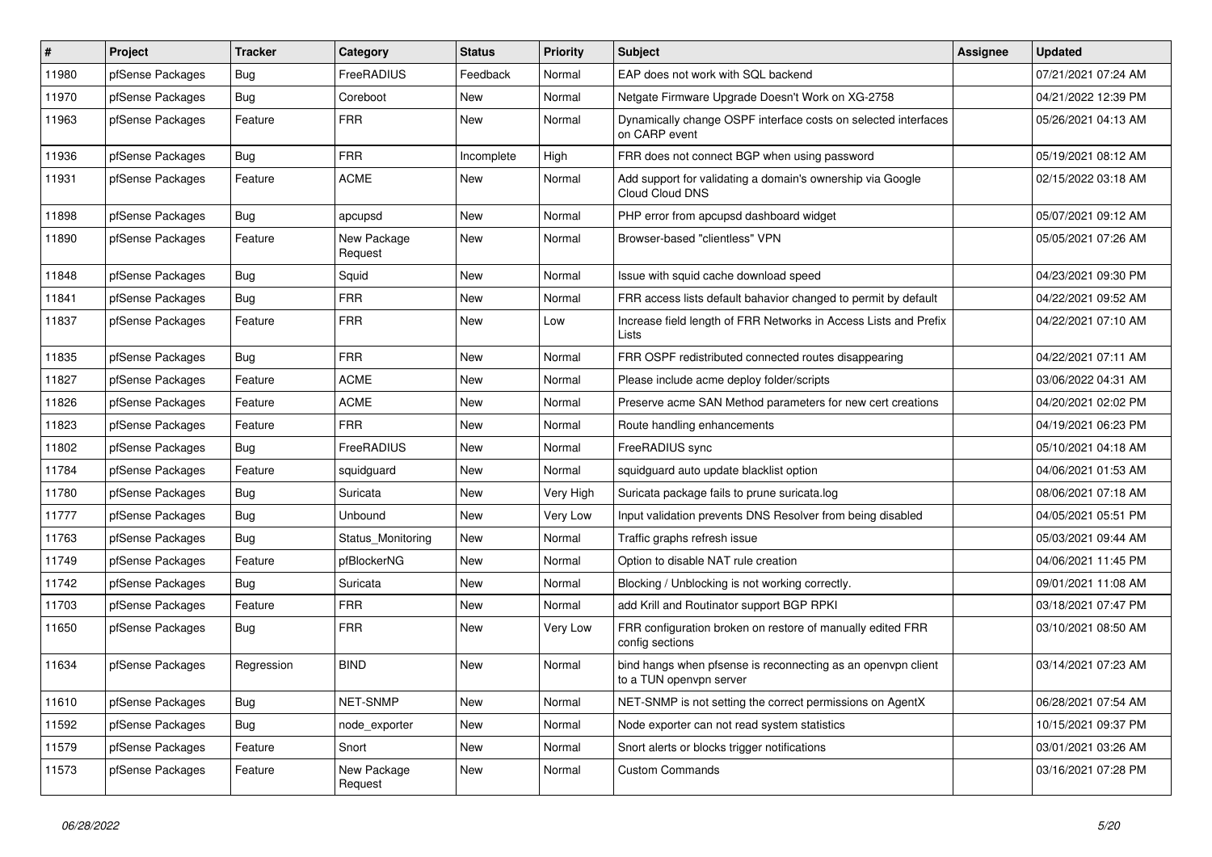| # | Project | Tracker | Category | Status | Priority | Subject | Assignee | Updated |
|---|---|---|---|---|---|---|---|---|
| 11980 | pfSense Packages | Bug | FreeRADIUS | Feedback | Normal | EAP does not work with SQL backend | | 07/21/2021 07:24 AM |
| 11970 | pfSense Packages | Bug | Coreboot | New | Normal | Netgate Firmware Upgrade Doesn't Work on XG-2758 | | 04/21/2022 12:39 PM |
| 11963 | pfSense Packages | Feature | FRR | New | Normal | Dynamically change OSPF interface costs on selected interfaces on CARP event | | 05/26/2021 04:13 AM |
| 11936 | pfSense Packages | Bug | FRR | Incomplete | High | FRR does not connect BGP when using password | | 05/19/2021 08:12 AM |
| 11931 | pfSense Packages | Feature | ACME | New | Normal | Add support for validating a domain's ownership via Google Cloud Cloud DNS | | 02/15/2022 03:18 AM |
| 11898 | pfSense Packages | Bug | apcupsd | New | Normal | PHP error from apcupsd dashboard widget | | 05/07/2021 09:12 AM |
| 11890 | pfSense Packages | Feature | New Package Request | New | Normal | Browser-based "clientless" VPN | | 05/05/2021 07:26 AM |
| 11848 | pfSense Packages | Bug | Squid | New | Normal | Issue with squid cache download speed | | 04/23/2021 09:30 PM |
| 11841 | pfSense Packages | Bug | FRR | New | Normal | FRR access lists default bahavior changed to permit by default | | 04/22/2021 09:52 AM |
| 11837 | pfSense Packages | Feature | FRR | New | Low | Increase field length of FRR Networks in Access Lists and Prefix Lists | | 04/22/2021 07:10 AM |
| 11835 | pfSense Packages | Bug | FRR | New | Normal | FRR OSPF redistributed connected routes disappearing | | 04/22/2021 07:11 AM |
| 11827 | pfSense Packages | Feature | ACME | New | Normal | Please include acme deploy folder/scripts | | 03/06/2022 04:31 AM |
| 11826 | pfSense Packages | Feature | ACME | New | Normal | Preserve acme SAN Method parameters for new cert creations | | 04/20/2021 02:02 PM |
| 11823 | pfSense Packages | Feature | FRR | New | Normal | Route handling enhancements | | 04/19/2021 06:23 PM |
| 11802 | pfSense Packages | Bug | FreeRADIUS | New | Normal | FreeRADIUS sync | | 05/10/2021 04:18 AM |
| 11784 | pfSense Packages | Feature | squidguard | New | Normal | squidguard auto update blacklist option | | 04/06/2021 01:53 AM |
| 11780 | pfSense Packages | Bug | Suricata | New | Very High | Suricata package fails to prune suricata.log | | 08/06/2021 07:18 AM |
| 11777 | pfSense Packages | Bug | Unbound | New | Very Low | Input validation prevents DNS Resolver from being disabled | | 04/05/2021 05:51 PM |
| 11763 | pfSense Packages | Bug | Status_Monitoring | New | Normal | Traffic graphs refresh issue | | 05/03/2021 09:44 AM |
| 11749 | pfSense Packages | Feature | pfBlockerNG | New | Normal | Option to disable NAT rule creation | | 04/06/2021 11:45 PM |
| 11742 | pfSense Packages | Bug | Suricata | New | Normal | Blocking / Unblocking is not working correctly. | | 09/01/2021 11:08 AM |
| 11703 | pfSense Packages | Feature | FRR | New | Normal | add Krill and Routinator support BGP RPKI | | 03/18/2021 07:47 PM |
| 11650 | pfSense Packages | Bug | FRR | New | Very Low | FRR configuration broken on restore of manually edited FRR config sections | | 03/10/2021 08:50 AM |
| 11634 | pfSense Packages | Regression | BIND | New | Normal | bind hangs when pfsense is reconnecting as an openvpn client to a TUN openvpn server | | 03/14/2021 07:23 AM |
| 11610 | pfSense Packages | Bug | NET-SNMP | New | Normal | NET-SNMP is not setting the correct permissions on AgentX | | 06/28/2021 07:54 AM |
| 11592 | pfSense Packages | Bug | node_exporter | New | Normal | Node exporter can not read system statistics | | 10/15/2021 09:37 PM |
| 11579 | pfSense Packages | Feature | Snort | New | Normal | Snort alerts or blocks trigger notifications | | 03/01/2021 03:26 AM |
| 11573 | pfSense Packages | Feature | New Package Request | New | Normal | Custom Commands | | 03/16/2021 07:28 PM |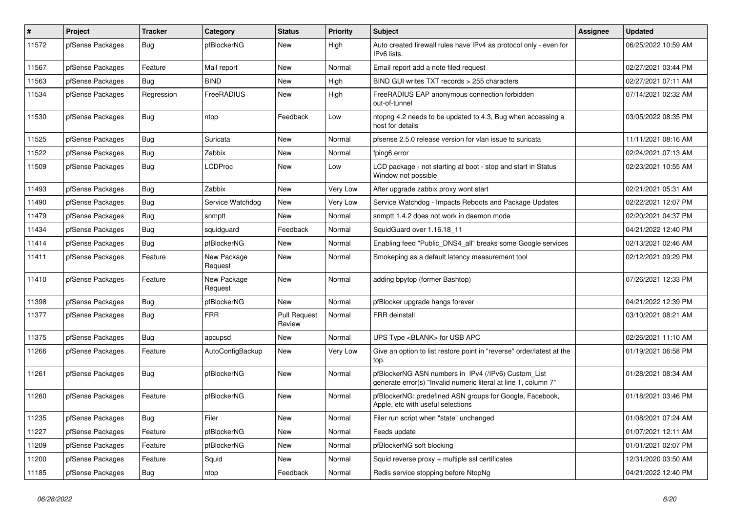| # | Project | Tracker | Category | Status | Priority | Subject | Assignee | Updated |
|---|---|---|---|---|---|---|---|---|
| 11572 | pfSense Packages | Bug | pfBlockerNG | New | High | Auto created firewall rules have IPv4 as protocol only - even for IPv6 lists. | | 06/25/2022 10:59 AM |
| 11567 | pfSense Packages | Feature | Mail report | New | Normal | Email report add a note filed request | | 02/27/2021 03:44 PM |
| 11563 | pfSense Packages | Bug | BIND | New | High | BIND GUI writes TXT records > 255 characters | | 02/27/2021 07:11 AM |
| 11534 | pfSense Packages | Regression | FreeRADIUS | New | High | FreeRADIUS EAP anonymous connection forbidden out-of-tunnel | | 07/14/2021 02:32 AM |
| 11530 | pfSense Packages | Bug | ntop | Feedback | Low | ntopng 4.2 needs to be updated to 4.3, Bug when accessing a host for details | | 03/05/2022 08:35 PM |
| 11525 | pfSense Packages | Bug | Suricata | New | Normal | pfsense 2.5.0 release version for vlan issue to suricata | | 11/11/2021 08:16 AM |
| 11522 | pfSense Packages | Bug | Zabbix | New | Normal | fping6 error | | 02/24/2021 07:13 AM |
| 11509 | pfSense Packages | Bug | LCDProc | New | Low | LCD package - not starting at boot - stop and start in Status Window not possible | | 02/23/2021 10:55 AM |
| 11493 | pfSense Packages | Bug | Zabbix | New | Very Low | After upgrade zabbix proxy wont start | | 02/21/2021 05:31 AM |
| 11490 | pfSense Packages | Bug | Service Watchdog | New | Very Low | Service Watchdog - Impacts Reboots and Package Updates | | 02/22/2021 12:07 PM |
| 11479 | pfSense Packages | Bug | snmptt | New | Normal | snmptt 1.4.2 does not work in daemon mode | | 02/20/2021 04:37 PM |
| 11434 | pfSense Packages | Bug | squidguard | Feedback | Normal | SquidGuard over 1.16.18_11 | | 04/21/2022 12:40 PM |
| 11414 | pfSense Packages | Bug | pfBlockerNG | New | Normal | Enabling feed "Public_DNS4_all" breaks some Google services | | 02/13/2021 02:46 AM |
| 11411 | pfSense Packages | Feature | New Package Request | New | Normal | Smokeping as a default latency measurement tool | | 02/12/2021 09:29 PM |
| 11410 | pfSense Packages | Feature | New Package Request | New | Normal | adding bpytop (former Bashtop) | | 07/26/2021 12:33 PM |
| 11398 | pfSense Packages | Bug | pfBlockerNG | New | Normal | pfBlocker upgrade hangs forever | | 04/21/2022 12:39 PM |
| 11377 | pfSense Packages | Bug | FRR | Pull Request Review | Normal | FRR deinstall | | 03/10/2021 08:21 AM |
| 11375 | pfSense Packages | Bug | apcupsd | New | Normal | UPS Type <BLANK> for USB APC | | 02/26/2021 11:10 AM |
| 11266 | pfSense Packages | Feature | AutoConfigBackup | New | Very Low | Give an option to list restore point in "reverse" order/latest at the top. | | 01/19/2021 06:58 PM |
| 11261 | pfSense Packages | Bug | pfBlockerNG | New | Normal | pfBlockerNG ASN numbers in IPv4 (/IPv6) Custom_List generate error(s) "Invalid numeric literal at line 1, column 7" | | 01/28/2021 08:34 AM |
| 11260 | pfSense Packages | Feature | pfBlockerNG | New | Normal | pfBlockerNG: predefined ASN groups for Google, Facebook, Apple, etc with useful selections | | 01/18/2021 03:46 PM |
| 11235 | pfSense Packages | Bug | Filer | New | Normal | Filer run script when "state" unchanged | | 01/08/2021 07:24 AM |
| 11227 | pfSense Packages | Feature | pfBlockerNG | New | Normal | Feeds update | | 01/07/2021 12:11 AM |
| 11209 | pfSense Packages | Feature | pfBlockerNG | New | Normal | pfBlockerNG soft blocking | | 01/01/2021 02:07 PM |
| 11200 | pfSense Packages | Feature | Squid | New | Normal | Squid reverse proxy + multiple ssl certificates | | 12/31/2020 03:50 AM |
| 11185 | pfSense Packages | Bug | ntop | Feedback | Normal | Redis service stopping before NtopNg | | 04/21/2022 12:40 PM |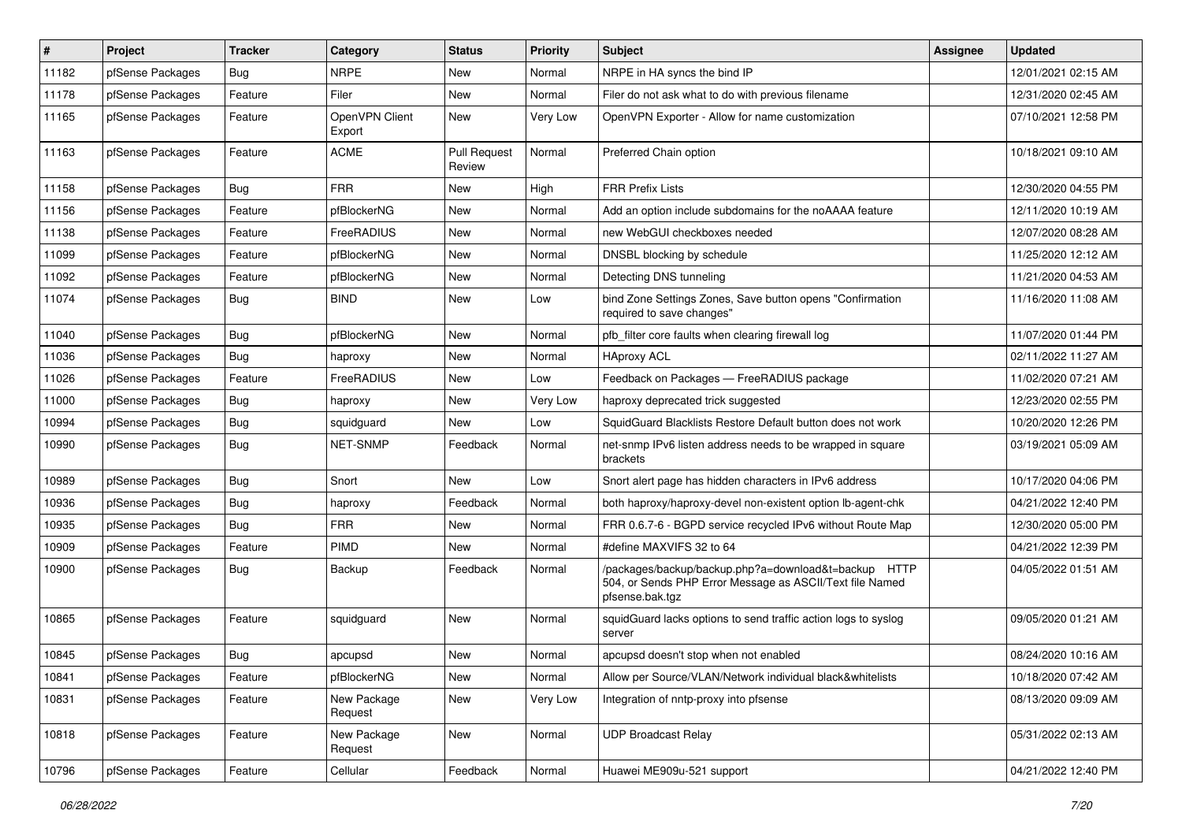| # | Project | Tracker | Category | Status | Priority | Subject | Assignee | Updated |
|---|---|---|---|---|---|---|---|---|
| 11182 | pfSense Packages | Bug | NRPE | New | Normal | NRPE in HA syncs the bind IP | | 12/01/2021 02:15 AM |
| 11178 | pfSense Packages | Feature | Filer | New | Normal | Filer do not ask what to do with previous filename | | 12/31/2020 02:45 AM |
| 11165 | pfSense Packages | Feature | OpenVPN Client Export | New | Very Low | OpenVPN Exporter - Allow for name customization | | 07/10/2021 12:58 PM |
| 11163 | pfSense Packages | Feature | ACME | Pull Request Review | Normal | Preferred Chain option | | 10/18/2021 09:10 AM |
| 11158 | pfSense Packages | Bug | FRR | New | High | FRR Prefix Lists | | 12/30/2020 04:55 PM |
| 11156 | pfSense Packages | Feature | pfBlockerNG | New | Normal | Add an option include subdomains for the noAAAA feature | | 12/11/2020 10:19 AM |
| 11138 | pfSense Packages | Feature | FreeRADIUS | New | Normal | new WebGUI checkboxes needed | | 12/07/2020 08:28 AM |
| 11099 | pfSense Packages | Feature | pfBlockerNG | New | Normal | DNSBL blocking by schedule | | 11/25/2020 12:12 AM |
| 11092 | pfSense Packages | Feature | pfBlockerNG | New | Normal | Detecting DNS tunneling | | 11/21/2020 04:53 AM |
| 11074 | pfSense Packages | Bug | BIND | New | Low | bind Zone Settings Zones, Save button opens "Confirmation required to save changes" | | 11/16/2020 11:08 AM |
| 11040 | pfSense Packages | Bug | pfBlockerNG | New | Normal | pfb_filter core faults when clearing firewall log | | 11/07/2020 01:44 PM |
| 11036 | pfSense Packages | Bug | haproxy | New | Normal | HAproxy ACL | | 02/11/2022 11:27 AM |
| 11026 | pfSense Packages | Feature | FreeRADIUS | New | Low | Feedback on Packages — FreeRADIUS package | | 11/02/2020 07:21 AM |
| 11000 | pfSense Packages | Bug | haproxy | New | Very Low | haproxy deprecated trick suggested | | 12/23/2020 02:55 PM |
| 10994 | pfSense Packages | Bug | squidguard | New | Low | SquidGuard Blacklists Restore Default button does not work | | 10/20/2020 12:26 PM |
| 10990 | pfSense Packages | Bug | NET-SNMP | Feedback | Normal | net-snmp IPv6 listen address needs to be wrapped in square brackets | | 03/19/2021 05:09 AM |
| 10989 | pfSense Packages | Bug | Snort | New | Low | Snort alert page has hidden characters in IPv6 address | | 10/17/2020 04:06 PM |
| 10936 | pfSense Packages | Bug | haproxy | Feedback | Normal | both haproxy/haproxy-devel non-existent option lb-agent-chk | | 04/21/2022 12:40 PM |
| 10935 | pfSense Packages | Bug | FRR | New | Normal | FRR 0.6.7-6 - BGPD service recycled IPv6 without Route Map | | 12/30/2020 05:00 PM |
| 10909 | pfSense Packages | Feature | PIMD | New | Normal | #define MAXVIFS 32 to 64 | | 04/21/2022 12:39 PM |
| 10900 | pfSense Packages | Bug | Backup | Feedback | Normal | /packages/backup/backup.php?a=download&t=backup HTTP 504, or Sends PHP Error Message as ASCII/Text file Named pfsense.bak.tgz | | 04/05/2022 01:51 AM |
| 10865 | pfSense Packages | Feature | squidguard | New | Normal | squidGuard lacks options to send traffic action logs to syslog server | | 09/05/2020 01:21 AM |
| 10845 | pfSense Packages | Bug | apcupsd | New | Normal | apcupsd doesn't stop when not enabled | | 08/24/2020 10:16 AM |
| 10841 | pfSense Packages | Feature | pfBlockerNG | New | Normal | Allow per Source/VLAN/Network individual black&whitelists | | 10/18/2020 07:42 AM |
| 10831 | pfSense Packages | Feature | New Package Request | New | Very Low | Integration of nntp-proxy into pfsense | | 08/13/2020 09:09 AM |
| 10818 | pfSense Packages | Feature | New Package Request | New | Normal | UDP Broadcast Relay | | 05/31/2022 02:13 AM |
| 10796 | pfSense Packages | Feature | Cellular | Feedback | Normal | Huawei ME909u-521 support | | 04/21/2022 12:40 PM |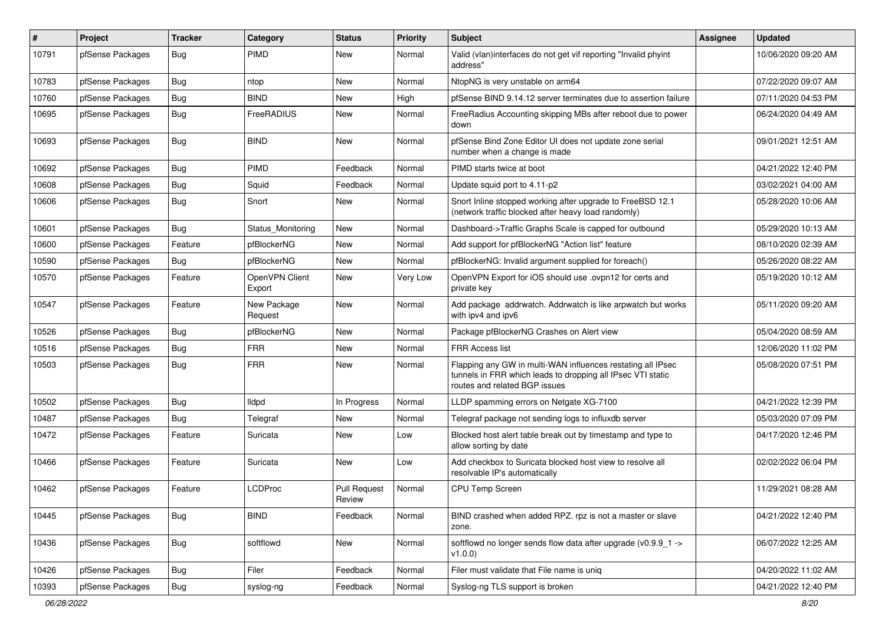| # | Project | Tracker | Category | Status | Priority | Subject | Assignee | Updated |
|---|---|---|---|---|---|---|---|---|
| 10791 | pfSense Packages | Bug | PIMD | New | Normal | Valid (vlan)interfaces do not get vif reporting "Invalid phyint address" | | 10/06/2020 09:20 AM |
| 10783 | pfSense Packages | Bug | ntop | New | Normal | NtopNG is very unstable on arm64 | | 07/22/2020 09:07 AM |
| 10760 | pfSense Packages | Bug | BIND | New | High | pfSense BIND 9.14.12 server terminates due to assertion failure | | 07/11/2020 04:53 PM |
| 10695 | pfSense Packages | Bug | FreeRADIUS | New | Normal | FreeRadius Accounting skipping MBs after reboot due to power down | | 06/24/2020 04:49 AM |
| 10693 | pfSense Packages | Bug | BIND | New | Normal | pfSense Bind Zone Editor UI does not update zone serial number when a change is made | | 09/01/2021 12:51 AM |
| 10692 | pfSense Packages | Bug | PIMD | Feedback | Normal | PIMD starts twice at boot | | 04/21/2022 12:40 PM |
| 10608 | pfSense Packages | Bug | Squid | Feedback | Normal | Update squid port to 4.11-p2 | | 03/02/2021 04:00 AM |
| 10606 | pfSense Packages | Bug | Snort | New | Normal | Snort Inline stopped working after upgrade to FreeBSD 12.1 (network traffic blocked after heavy load randomly) | | 05/28/2020 10:06 AM |
| 10601 | pfSense Packages | Bug | Status_Monitoring | New | Normal | Dashboard->Traffic Graphs Scale is capped for outbound | | 05/29/2020 10:13 AM |
| 10600 | pfSense Packages | Feature | pfBlockerNG | New | Normal | Add support for pfBlockerNG "Action list" feature | | 08/10/2020 02:39 AM |
| 10590 | pfSense Packages | Bug | pfBlockerNG | New | Normal | pfBlockerNG: Invalid argument supplied for foreach() | | 05/26/2020 08:22 AM |
| 10570 | pfSense Packages | Feature | OpenVPN Client Export | New | Very Low | OpenVPN Export for iOS should use .ovpn12 for certs and private key | | 05/19/2020 10:12 AM |
| 10547 | pfSense Packages | Feature | New Package Request | New | Normal | Add package addrwatch. Addrwatch is like arpwatch but works with ipv4 and ipv6 | | 05/11/2020 09:20 AM |
| 10526 | pfSense Packages | Bug | pfBlockerNG | New | Normal | Package pfBlockerNG Crashes on Alert view | | 05/04/2020 08:59 AM |
| 10516 | pfSense Packages | Bug | FRR | New | Normal | FRR Access list | | 12/06/2020 11:02 PM |
| 10503 | pfSense Packages | Bug | FRR | New | Normal | Flapping any GW in multi-WAN influences restating all IPsec tunnels in FRR which leads to dropping all IPsec VTI static routes and related BGP issues | | 05/08/2020 07:51 PM |
| 10502 | pfSense Packages | Bug | lldpd | In Progress | Normal | LLDP spamming errors on Netgate XG-7100 | | 04/21/2022 12:39 PM |
| 10487 | pfSense Packages | Bug | Telegraf | New | Normal | Telegraf package not sending logs to influxdb server | | 05/03/2020 07:09 PM |
| 10472 | pfSense Packages | Feature | Suricata | New | Low | Blocked host alert table break out by timestamp and type to allow sorting by date | | 04/17/2020 12:46 PM |
| 10466 | pfSense Packages | Feature | Suricata | New | Low | Add checkbox to Suricata blocked host view to resolve all resolvable IP's automatically | | 02/02/2022 06:04 PM |
| 10462 | pfSense Packages | Feature | LCDProc | Pull Request Review | Normal | CPU Temp Screen | | 11/29/2021 08:28 AM |
| 10445 | pfSense Packages | Bug | BIND | Feedback | Normal | BIND crashed when added RPZ. rpz is not a master or slave zone. | | 04/21/2022 12:40 PM |
| 10436 | pfSense Packages | Bug | softflowd | New | Normal | softflowd no longer sends flow data after upgrade (v0.9.9_1 -> v1.0.0) | | 06/07/2022 12:25 AM |
| 10426 | pfSense Packages | Bug | Filer | Feedback | Normal | Filer must validate that File name is uniq | | 04/20/2022 11:02 AM |
| 10393 | pfSense Packages | Bug | syslog-ng | Feedback | Normal | Syslog-ng TLS support is broken | | 04/21/2022 12:40 PM |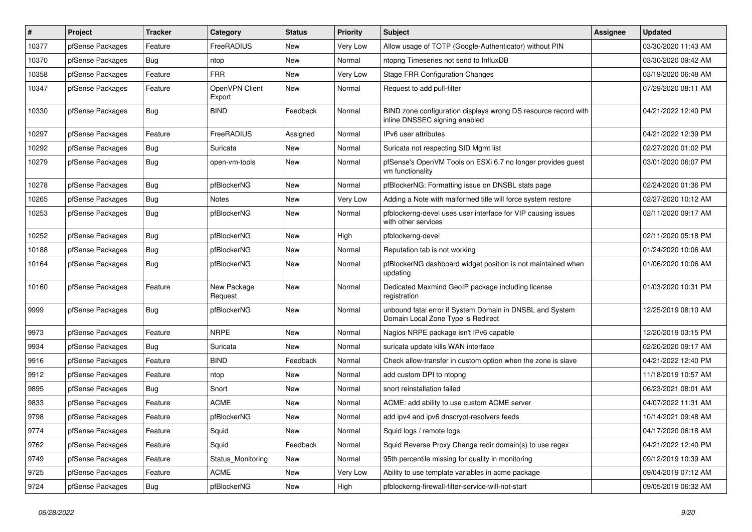| # | Project | Tracker | Category | Status | Priority | Subject | Assignee | Updated |
|---|---|---|---|---|---|---|---|---|
| 10377 | pfSense Packages | Feature | FreeRADIUS | New | Very Low | Allow usage of TOTP (Google-Authenticator) without PIN | | 03/30/2020 11:43 AM |
| 10370 | pfSense Packages | Bug | ntop | New | Normal | ntopng Timeseries not send to InfluxDB | | 03/30/2020 09:42 AM |
| 10358 | pfSense Packages | Feature | FRR | New | Very Low | Stage FRR Configuration Changes | | 03/19/2020 06:48 AM |
| 10347 | pfSense Packages | Feature | OpenVPN Client Export | New | Normal | Request to add pull-filter | | 07/29/2020 08:11 AM |
| 10330 | pfSense Packages | Bug | BIND | Feedback | Normal | BIND zone configuration displays wrong DS resource record with inline DNSSEC signing enabled | | 04/21/2022 12:40 PM |
| 10297 | pfSense Packages | Feature | FreeRADIUS | Assigned | Normal | IPv6 user attributes | | 04/21/2022 12:39 PM |
| 10292 | pfSense Packages | Bug | Suricata | New | Normal | Suricata not respecting SID Mgmt list | | 02/27/2020 01:02 PM |
| 10279 | pfSense Packages | Bug | open-vm-tools | New | Normal | pfSense's OpenVM Tools on ESXi 6.7 no longer provides guest vm functionality | | 03/01/2020 06:07 PM |
| 10278 | pfSense Packages | Bug | pfBlockerNG | New | Normal | pfBlockerNG: Formatting issue on DNSBL stats page | | 02/24/2020 01:36 PM |
| 10265 | pfSense Packages | Bug | Notes | New | Very Low | Adding a Note with malformed title will force system restore | | 02/27/2020 10:12 AM |
| 10253 | pfSense Packages | Bug | pfBlockerNG | New | Normal | pfblockerng-devel uses user interface for VIP causing issues with other services | | 02/11/2020 09:17 AM |
| 10252 | pfSense Packages | Bug | pfBlockerNG | New | High | pfblockerng-devel | | 02/11/2020 05:18 PM |
| 10188 | pfSense Packages | Bug | pfBlockerNG | New | Normal | Reputation tab is not working | | 01/24/2020 10:06 AM |
| 10164 | pfSense Packages | Bug | pfBlockerNG | New | Normal | pfBlockerNG dashboard widget position is not maintained when updating | | 01/06/2020 10:06 AM |
| 10160 | pfSense Packages | Feature | New Package Request | New | Normal | Dedicated Maxmind GeoIP package including license registration | | 01/03/2020 10:31 PM |
| 9999 | pfSense Packages | Bug | pfBlockerNG | New | Normal | unbound fatal error if System Domain in DNSBL and System Domain Local Zone Type is Redirect | | 12/25/2019 08:10 AM |
| 9973 | pfSense Packages | Feature | NRPE | New | Normal | Nagios NRPE package isn't IPv6 capable | | 12/20/2019 03:15 PM |
| 9934 | pfSense Packages | Bug | Suricata | New | Normal | suricata update kills WAN interface | | 02/20/2020 09:17 AM |
| 9916 | pfSense Packages | Feature | BIND | Feedback | Normal | Check allow-transfer in custom option when the zone is slave | | 04/21/2022 12:40 PM |
| 9912 | pfSense Packages | Feature | ntop | New | Normal | add custom DPI to ntopng | | 11/18/2019 10:57 AM |
| 9895 | pfSense Packages | Bug | Snort | New | Normal | snort reinstallation failed | | 06/23/2021 08:01 AM |
| 9833 | pfSense Packages | Feature | ACME | New | Normal | ACME: add ability to use custom ACME server | | 04/07/2022 11:31 AM |
| 9798 | pfSense Packages | Feature | pfBlockerNG | New | Normal | add ipv4 and ipv6 dnscrypt-resolvers feeds | | 10/14/2021 09:48 AM |
| 9774 | pfSense Packages | Feature | Squid | New | Normal | Squid logs / remote logs | | 04/17/2020 06:18 AM |
| 9762 | pfSense Packages | Feature | Squid | Feedback | Normal | Squid Reverse Proxy Change redir domain(s) to use regex | | 04/21/2022 12:40 PM |
| 9749 | pfSense Packages | Feature | Status_Monitoring | New | Normal | 95th percentile missing for quality in monitoring | | 09/12/2019 10:39 AM |
| 9725 | pfSense Packages | Feature | ACME | New | Very Low | Ability to use template variables in acme package | | 09/04/2019 07:12 AM |
| 9724 | pfSense Packages | Bug | pfBlockerNG | New | High | pfblockerng-firewall-filter-service-will-not-start | | 09/05/2019 06:32 AM |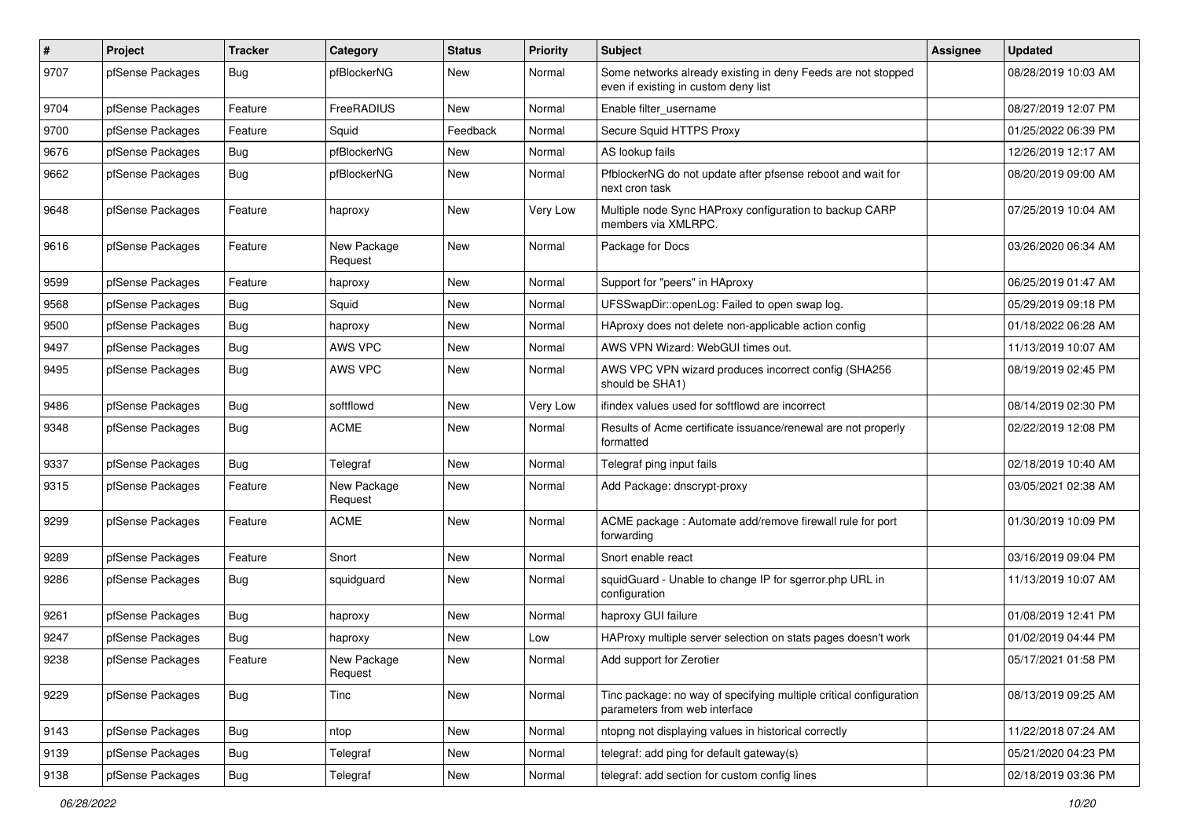| # | Project | Tracker | Category | Status | Priority | Subject | Assignee | Updated |
|---|---|---|---|---|---|---|---|---|
| 9707 | pfSense Packages | Bug | pfBlockerNG | New | Normal | Some networks already existing in deny Feeds are not stopped even if existing in custom deny list | | 08/28/2019 10:03 AM |
| 9704 | pfSense Packages | Feature | FreeRADIUS | New | Normal | Enable filter_username | | 08/27/2019 12:07 PM |
| 9700 | pfSense Packages | Feature | Squid | Feedback | Normal | Secure Squid HTTPS Proxy | | 01/25/2022 06:39 PM |
| 9676 | pfSense Packages | Bug | pfBlockerNG | New | Normal | AS lookup fails | | 12/26/2019 12:17 AM |
| 9662 | pfSense Packages | Bug | pfBlockerNG | New | Normal | PfblockerNG do not update after pfsense reboot and wait for next cron task | | 08/20/2019 09:00 AM |
| 9648 | pfSense Packages | Feature | haproxy | New | Very Low | Multiple node Sync HAProxy configuration to backup CARP members via XMLRPC. | | 07/25/2019 10:04 AM |
| 9616 | pfSense Packages | Feature | New Package Request | New | Normal | Package for Docs | | 03/26/2020 06:34 AM |
| 9599 | pfSense Packages | Feature | haproxy | New | Normal | Support for "peers" in HAproxy | | 06/25/2019 01:47 AM |
| 9568 | pfSense Packages | Bug | Squid | New | Normal | UFSSwapDir::openLog: Failed to open swap log. | | 05/29/2019 09:18 PM |
| 9500 | pfSense Packages | Bug | haproxy | New | Normal | HAproxy does not delete non-applicable action config | | 01/18/2022 06:28 AM |
| 9497 | pfSense Packages | Bug | AWS VPC | New | Normal | AWS VPN Wizard: WebGUI times out. | | 11/13/2019 10:07 AM |
| 9495 | pfSense Packages | Bug | AWS VPC | New | Normal | AWS VPC VPN wizard produces incorrect config (SHA256 should be SHA1) | | 08/19/2019 02:45 PM |
| 9486 | pfSense Packages | Bug | softflowd | New | Very Low | ifindex values used for softflowd are incorrect | | 08/14/2019 02:30 PM |
| 9348 | pfSense Packages | Bug | ACME | New | Normal | Results of Acme certificate issuance/renewal are not properly formatted | | 02/22/2019 12:08 PM |
| 9337 | pfSense Packages | Bug | Telegraf | New | Normal | Telegraf ping input fails | | 02/18/2019 10:40 AM |
| 9315 | pfSense Packages | Feature | New Package Request | New | Normal | Add Package: dnscrypt-proxy | | 03/05/2021 02:38 AM |
| 9299 | pfSense Packages | Feature | ACME | New | Normal | ACME package : Automate add/remove firewall rule for port forwarding | | 01/30/2019 10:09 PM |
| 9289 | pfSense Packages | Feature | Snort | New | Normal | Snort enable react | | 03/16/2019 09:04 PM |
| 9286 | pfSense Packages | Bug | squidguard | New | Normal | squidGuard - Unable to change IP for sgerror.php URL in configuration | | 11/13/2019 10:07 AM |
| 9261 | pfSense Packages | Bug | haproxy | New | Normal | haproxy GUI failure | | 01/08/2019 12:41 PM |
| 9247 | pfSense Packages | Bug | haproxy | New | Low | HAproxy multiple server selection on stats pages doesn't work | | 01/02/2019 04:44 PM |
| 9238 | pfSense Packages | Feature | New Package Request | New | Normal | Add support for Zerotier | | 05/17/2021 01:58 PM |
| 9229 | pfSense Packages | Bug | Tinc | New | Normal | Tinc package: no way of specifying multiple critical configuration parameters from web interface | | 08/13/2019 09:25 AM |
| 9143 | pfSense Packages | Bug | ntop | New | Normal | ntopng not displaying values in historical correctly | | 11/22/2018 07:24 AM |
| 9139 | pfSense Packages | Bug | Telegraf | New | Normal | telegraf: add ping for default gateway(s) | | 05/21/2020 04:23 PM |
| 9138 | pfSense Packages | Bug | Telegraf | New | Normal | telegraf: add section for custom config lines | | 02/18/2019 03:36 PM |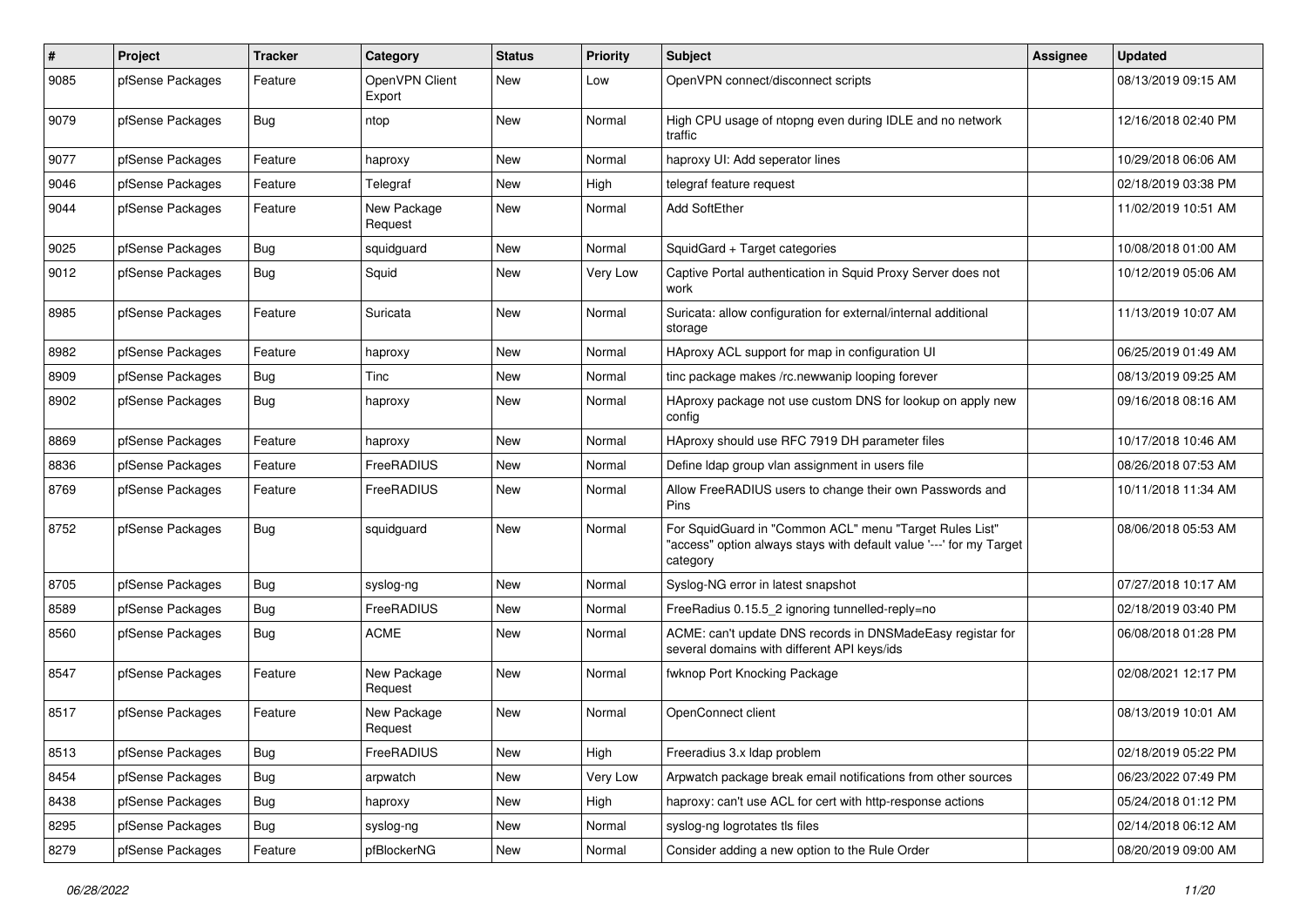| # | Project | Tracker | Category | Status | Priority | Subject | Assignee | Updated |
|---|---|---|---|---|---|---|---|---|
| 9085 | pfSense Packages | Feature | OpenVPN Client Export | New | Low | OpenVPN connect/disconnect scripts | | 08/13/2019 09:15 AM |
| 9079 | pfSense Packages | Bug | ntop | New | Normal | High CPU usage of ntopng even during IDLE and no network traffic | | 12/16/2018 02:40 PM |
| 9077 | pfSense Packages | Feature | haproxy | New | Normal | haproxy UI: Add seperator lines | | 10/29/2018 06:06 AM |
| 9046 | pfSense Packages | Feature | Telegraf | New | High | telegraf feature request | | 02/18/2019 03:38 PM |
| 9044 | pfSense Packages | Feature | New Package Request | New | Normal | Add SoftEther | | 11/02/2019 10:51 AM |
| 9025 | pfSense Packages | Bug | squidguard | New | Normal | SquidGard + Target categories | | 10/08/2018 01:00 AM |
| 9012 | pfSense Packages | Bug | Squid | New | Very Low | Captive Portal authentication in Squid Proxy Server does not work | | 10/12/2019 05:06 AM |
| 8985 | pfSense Packages | Feature | Suricata | New | Normal | Suricata: allow configuration for external/internal additional storage | | 11/13/2019 10:07 AM |
| 8982 | pfSense Packages | Feature | haproxy | New | Normal | HAproxy ACL support for map in configuration UI | | 06/25/2019 01:49 AM |
| 8909 | pfSense Packages | Bug | Tinc | New | Normal | tinc package makes /rc.newwanip looping forever | | 08/13/2019 09:25 AM |
| 8902 | pfSense Packages | Bug | haproxy | New | Normal | HAproxy package not use custom DNS for lookup on apply new config | | 09/16/2018 08:16 AM |
| 8869 | pfSense Packages | Feature | haproxy | New | Normal | HAproxy should use RFC 7919 DH parameter files | | 10/17/2018 10:46 AM |
| 8836 | pfSense Packages | Feature | FreeRADIUS | New | Normal | Define ldap group vlan assignment in users file | | 08/26/2018 07:53 AM |
| 8769 | pfSense Packages | Feature | FreeRADIUS | New | Normal | Allow FreeRADIUS users to change their own Passwords and Pins | | 10/11/2018 11:34 AM |
| 8752 | pfSense Packages | Bug | squidguard | New | Normal | For SquidGuard in "Common ACL" menu "Target Rules List" "access" option always stays with default value '---' for my Target category | | 08/06/2018 05:53 AM |
| 8705 | pfSense Packages | Bug | syslog-ng | New | Normal | Syslog-NG error in latest snapshot | | 07/27/2018 10:17 AM |
| 8589 | pfSense Packages | Bug | FreeRADIUS | New | Normal | FreeRadius 0.15.5_2 ignoring tunnelled-reply=no | | 02/18/2019 03:40 PM |
| 8560 | pfSense Packages | Bug | ACME | New | Normal | ACME: can't update DNS records in DNSMadeEasy registar for several domains with different API keys/ids | | 06/08/2018 01:28 PM |
| 8547 | pfSense Packages | Feature | New Package Request | New | Normal | fwknop Port Knocking Package | | 02/08/2021 12:17 PM |
| 8517 | pfSense Packages | Feature | New Package Request | New | Normal | OpenConnect client | | 08/13/2019 10:01 AM |
| 8513 | pfSense Packages | Bug | FreeRADIUS | New | High | Freeradius 3.x ldap problem | | 02/18/2019 05:22 PM |
| 8454 | pfSense Packages | Bug | arpwatch | New | Very Low | Arpwatch package break email notifications from other sources | | 06/23/2022 07:49 PM |
| 8438 | pfSense Packages | Bug | haproxy | New | High | haproxy: can't use ACL for cert with http-response actions | | 05/24/2018 01:12 PM |
| 8295 | pfSense Packages | Bug | syslog-ng | New | Normal | syslog-ng logrotates tls files | | 02/14/2018 06:12 AM |
| 8279 | pfSense Packages | Feature | pfBlockerNG | New | Normal | Consider adding a new option to the Rule Order | | 08/20/2019 09:00 AM |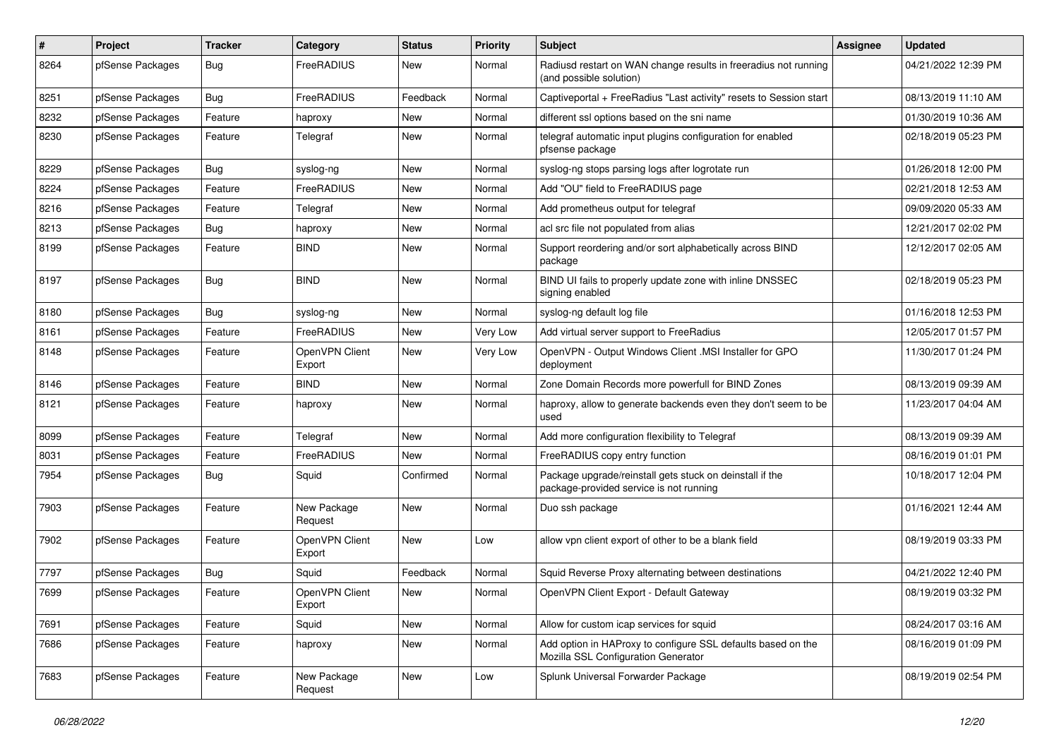| # | Project | Tracker | Category | Status | Priority | Subject | Assignee | Updated |
|---|---|---|---|---|---|---|---|---|
| 8264 | pfSense Packages | Bug | FreeRADIUS | New | Normal | Radiusd restart on WAN change results in freeradius not running (and possible solution) | | 04/21/2022 12:39 PM |
| 8251 | pfSense Packages | Bug | FreeRADIUS | Feedback | Normal | Captiveportal + FreeRadius "Last activity" resets to Session start | | 08/13/2019 11:10 AM |
| 8232 | pfSense Packages | Feature | haproxy | New | Normal | different ssl options based on the sni name | | 01/30/2019 10:36 AM |
| 8230 | pfSense Packages | Feature | Telegraf | New | Normal | telegraf automatic input plugins configuration for enabled pfsense package | | 02/18/2019 05:23 PM |
| 8229 | pfSense Packages | Bug | syslog-ng | New | Normal | syslog-ng stops parsing logs after logrotate run | | 01/26/2018 12:00 PM |
| 8224 | pfSense Packages | Feature | FreeRADIUS | New | Normal | Add "OU" field to FreeRADIUS page | | 02/21/2018 12:53 AM |
| 8216 | pfSense Packages | Feature | Telegraf | New | Normal | Add prometheus output for telegraf | | 09/09/2020 05:33 AM |
| 8213 | pfSense Packages | Bug | haproxy | New | Normal | acl src file not populated from alias | | 12/21/2017 02:02 PM |
| 8199 | pfSense Packages | Feature | BIND | New | Normal | Support reordering and/or sort alphabetically across BIND package | | 12/12/2017 02:05 AM |
| 8197 | pfSense Packages | Bug | BIND | New | Normal | BIND UI fails to properly update zone with inline DNSSEC signing enabled | | 02/18/2019 05:23 PM |
| 8180 | pfSense Packages | Bug | syslog-ng | New | Normal | syslog-ng default log file | | 01/16/2018 12:53 PM |
| 8161 | pfSense Packages | Feature | FreeRADIUS | New | Very Low | Add virtual server support to FreeRadius | | 12/05/2017 01:57 PM |
| 8148 | pfSense Packages | Feature | OpenVPN Client Export | New | Very Low | OpenVPN - Output Windows Client .MSI Installer for GPO deployment | | 11/30/2017 01:24 PM |
| 8146 | pfSense Packages | Feature | BIND | New | Normal | Zone Domain Records more powerfull for BIND Zones | | 08/13/2019 09:39 AM |
| 8121 | pfSense Packages | Feature | haproxy | New | Normal | haproxy, allow to generate backends even they don't seem to be used | | 11/23/2017 04:04 AM |
| 8099 | pfSense Packages | Feature | Telegraf | New | Normal | Add more configuration flexibility to Telegraf | | 08/13/2019 09:39 AM |
| 8031 | pfSense Packages | Feature | FreeRADIUS | New | Normal | FreeRADIUS copy entry function | | 08/16/2019 01:01 PM |
| 7954 | pfSense Packages | Bug | Squid | Confirmed | Normal | Package upgrade/reinstall gets stuck on deinstall if the package-provided service is not running | | 10/18/2017 12:04 PM |
| 7903 | pfSense Packages | Feature | New Package Request | New | Normal | Duo ssh package | | 01/16/2021 12:44 AM |
| 7902 | pfSense Packages | Feature | OpenVPN Client Export | New | Low | allow vpn client export of other to be a blank field | | 08/19/2019 03:33 PM |
| 7797 | pfSense Packages | Bug | Squid | Feedback | Normal | Squid Reverse Proxy alternating between destinations | | 04/21/2022 12:40 PM |
| 7699 | pfSense Packages | Feature | OpenVPN Client Export | New | Normal | OpenVPN Client Export - Default Gateway | | 08/19/2019 03:32 PM |
| 7691 | pfSense Packages | Feature | Squid | New | Normal | Allow for custom icap services for squid | | 08/24/2017 03:16 AM |
| 7686 | pfSense Packages | Feature | haproxy | New | Normal | Add option in HAProxy to configure SSL defaults based on the Mozilla SSL Configuration Generator | | 08/16/2019 01:09 PM |
| 7683 | pfSense Packages | Feature | New Package Request | New | Low | Splunk Universal Forwarder Package | | 08/19/2019 02:54 PM |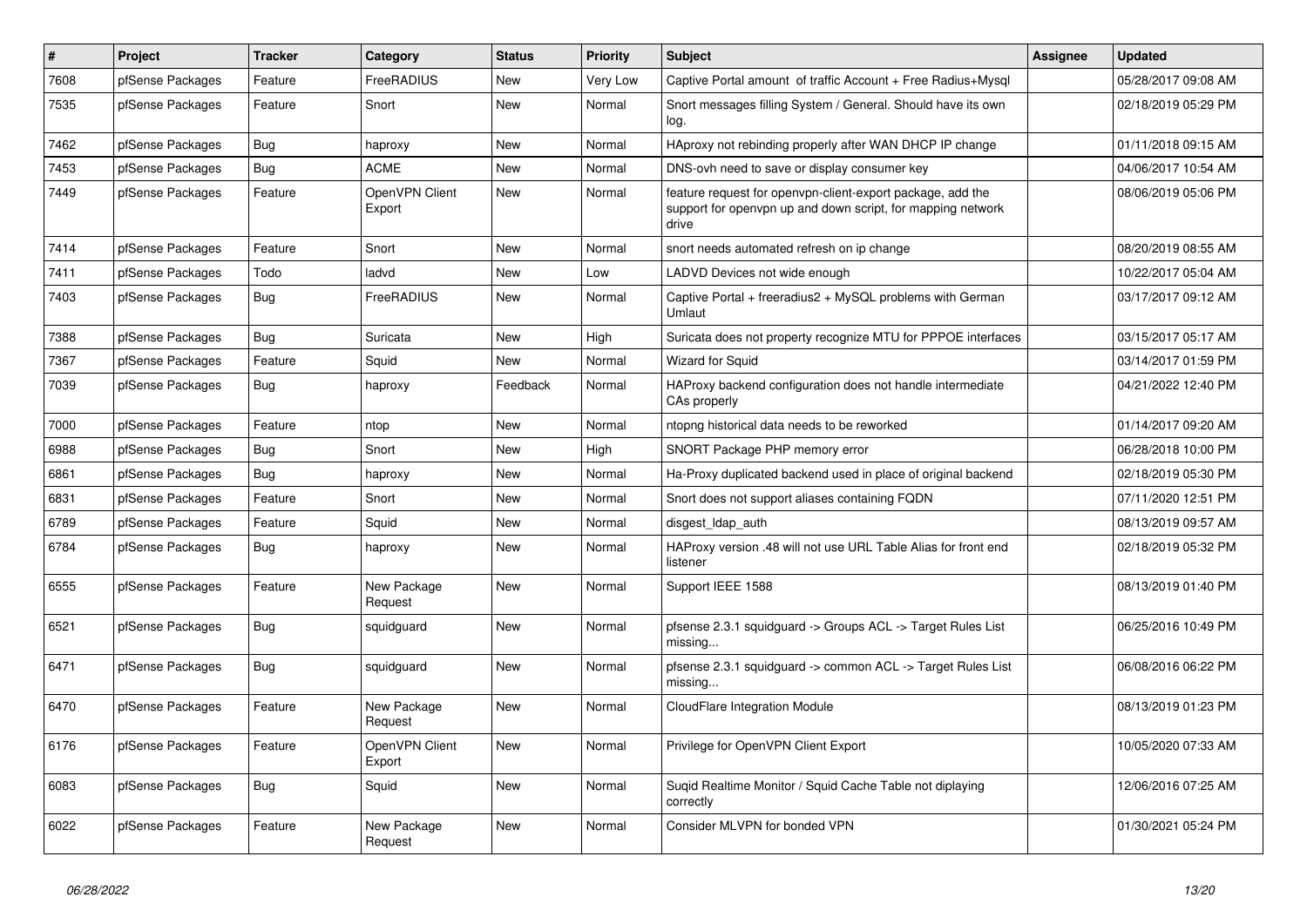| # | Project | Tracker | Category | Status | Priority | Subject | Assignee | Updated |
|---|---|---|---|---|---|---|---|---|
| 7608 | pfSense Packages | Feature | FreeRADIUS | New | Very Low | Captive Portal amount of traffic Account + Free Radius+Mysql | | 05/28/2017 09:08 AM |
| 7535 | pfSense Packages | Feature | Snort | New | Normal | Snort messages filling System / General. Should have its own log. | | 02/18/2019 05:29 PM |
| 7462 | pfSense Packages | Bug | haproxy | New | Normal | HAproxy not rebinding properly after WAN DHCP IP change | | 01/11/2018 09:15 AM |
| 7453 | pfSense Packages | Bug | ACME | New | Normal | DNS-ovh need to save or display consumer key | | 04/06/2017 10:54 AM |
| 7449 | pfSense Packages | Feature | OpenVPN Client Export | New | Normal | feature request for openvpn-client-export package, add the support for openvpn up and down script, for mapping network drive | | 08/06/2019 05:06 PM |
| 7414 | pfSense Packages | Feature | Snort | New | Normal | snort needs automated refresh on ip change | | 08/20/2019 08:55 AM |
| 7411 | pfSense Packages | Todo | ladvd | New | Low | LADVD Devices not wide enough | | 10/22/2017 05:04 AM |
| 7403 | pfSense Packages | Bug | FreeRADIUS | New | Normal | Captive Portal + freeradius2 + MySQL problems with German Umlaut | | 03/17/2017 09:12 AM |
| 7388 | pfSense Packages | Bug | Suricata | New | High | Suricata does not property recognize MTU for PPPOE interfaces | | 03/15/2017 05:17 AM |
| 7367 | pfSense Packages | Feature | Squid | New | Normal | Wizard for Squid | | 03/14/2017 01:59 PM |
| 7039 | pfSense Packages | Bug | haproxy | Feedback | Normal | HAProxy backend configuration does not handle intermediate CAs properly | | 04/21/2022 12:40 PM |
| 7000 | pfSense Packages | Feature | ntop | New | Normal | ntopng historical data needs to be reworked | | 01/14/2017 09:20 AM |
| 6988 | pfSense Packages | Bug | Snort | New | High | SNORT Package PHP memory error | | 06/28/2018 10:00 PM |
| 6861 | pfSense Packages | Bug | haproxy | New | Normal | Ha-Proxy duplicated backend used in place of original backend | | 02/18/2019 05:30 PM |
| 6831 | pfSense Packages | Feature | Snort | New | Normal | Snort does not support aliases containing FQDN | | 07/11/2020 12:51 PM |
| 6789 | pfSense Packages | Feature | Squid | New | Normal | disgest_ldap_auth | | 08/13/2019 09:57 AM |
| 6784 | pfSense Packages | Bug | haproxy | New | Normal | HAProxy version .48 will not use URL Table Alias for front end listener | | 02/18/2019 05:32 PM |
| 6555 | pfSense Packages | Feature | New Package Request | New | Normal | Support IEEE 1588 | | 08/13/2019 01:40 PM |
| 6521 | pfSense Packages | Bug | squidguard | New | Normal | pfsense 2.3.1 squidguard -> Groups ACL -> Target Rules List missing... | | 06/25/2016 10:49 PM |
| 6471 | pfSense Packages | Bug | squidguard | New | Normal | pfsense 2.3.1 squidguard -> common ACL -> Target Rules List missing... | | 06/08/2016 06:22 PM |
| 6470 | pfSense Packages | Feature | New Package Request | New | Normal | CloudFlare Integration Module | | 08/13/2019 01:23 PM |
| 6176 | pfSense Packages | Feature | OpenVPN Client Export | New | Normal | Privilege for OpenVPN Client Export | | 10/05/2020 07:33 AM |
| 6083 | pfSense Packages | Bug | Squid | New | Normal | Suqid Realtime Monitor / Squid Cache Table not diplaying correctly | | 12/06/2016 07:25 AM |
| 6022 | pfSense Packages | Feature | New Package Request | New | Normal | Consider MLVPN for bonded VPN | | 01/30/2021 05:24 PM |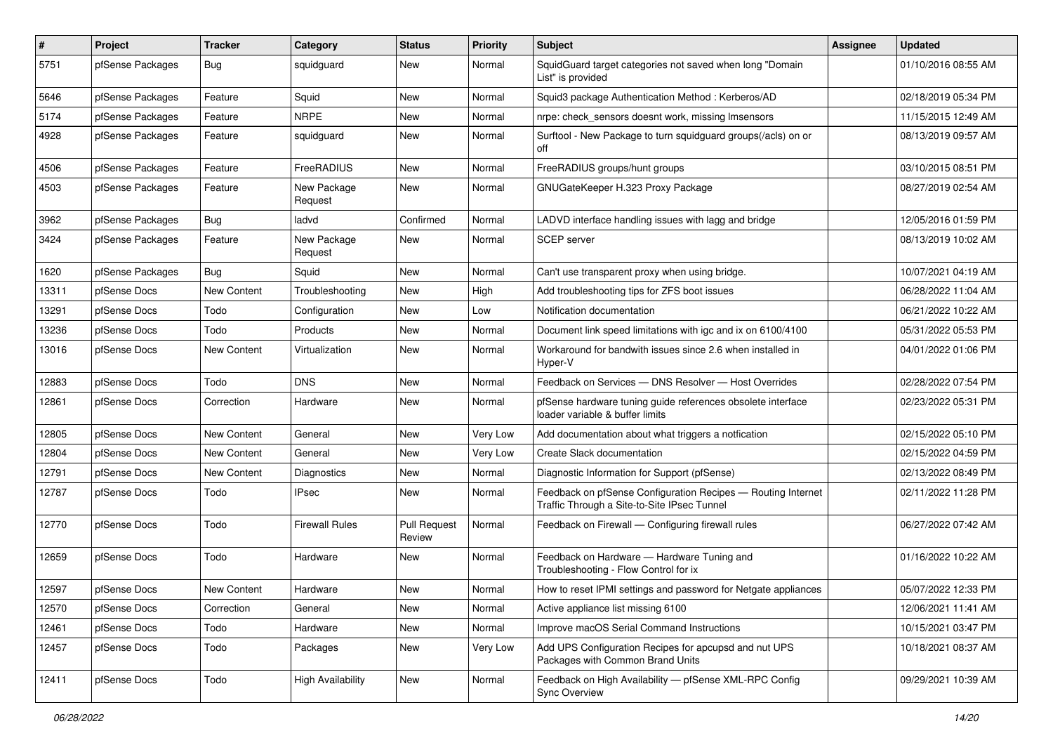| # | Project | Tracker | Category | Status | Priority | Subject | Assignee | Updated |
|---|---|---|---|---|---|---|---|---|
| 5751 | pfSense Packages | Bug | squidguard | New | Normal | SquidGuard target categories not saved when long "Domain List" is provided | | 01/10/2016 08:55 AM |
| 5646 | pfSense Packages | Feature | Squid | New | Normal | Squid3 package Authentication Method : Kerberos/AD | | 02/18/2019 05:34 PM |
| 5174 | pfSense Packages | Feature | NRPE | New | Normal | nrpe: check_sensors doesnt work, missing lmsensors | | 11/15/2015 12:49 AM |
| 4928 | pfSense Packages | Feature | squidguard | New | Normal | Surftool - New Package to turn squidguard groups(/acls) on or off | | 08/13/2019 09:57 AM |
| 4506 | pfSense Packages | Feature | FreeRADIUS | New | Normal | FreeRADIUS groups/hunt groups | | 03/10/2015 08:51 PM |
| 4503 | pfSense Packages | Feature | New Package Request | New | Normal | GNUGateKeeper H.323 Proxy Package | | 08/27/2019 02:54 AM |
| 3962 | pfSense Packages | Bug | ladvd | Confirmed | Normal | LADVD interface handling issues with lagg and bridge | | 12/05/2016 01:59 PM |
| 3424 | pfSense Packages | Feature | New Package Request | New | Normal | SCEP server | | 08/13/2019 10:02 AM |
| 1620 | pfSense Packages | Bug | Squid | New | Normal | Can't use transparent proxy when using bridge. | | 10/07/2021 04:19 AM |
| 13311 | pfSense Docs | New Content | Troubleshooting | New | High | Add troubleshooting tips for ZFS boot issues | | 06/28/2022 11:04 AM |
| 13291 | pfSense Docs | Todo | Configuration | New | Low | Notification documentation | | 06/21/2022 10:22 AM |
| 13236 | pfSense Docs | Todo | Products | New | Normal | Document link speed limitations with igc and ix on 6100/4100 | | 05/31/2022 05:53 PM |
| 13016 | pfSense Docs | New Content | Virtualization | New | Normal | Workaround for bandwith issues since 2.6 when installed in Hyper-V | | 04/01/2022 01:06 PM |
| 12883 | pfSense Docs | Todo | DNS | New | Normal | Feedback on Services — DNS Resolver — Host Overrides | | 02/28/2022 07:54 PM |
| 12861 | pfSense Docs | Correction | Hardware | New | Normal | pfSense hardware tuning guide references obsolete interface loader variable & buffer limits | | 02/23/2022 05:31 PM |
| 12805 | pfSense Docs | New Content | General | New | Very Low | Add documentation about what triggers a notfication | | 02/15/2022 05:10 PM |
| 12804 | pfSense Docs | New Content | General | New | Very Low | Create Slack documentation | | 02/15/2022 04:59 PM |
| 12791 | pfSense Docs | New Content | Diagnostics | New | Normal | Diagnostic Information for Support (pfSense) | | 02/13/2022 08:49 PM |
| 12787 | pfSense Docs | Todo | IPsec | New | Normal | Feedback on pfSense Configuration Recipes — Routing Internet Traffic Through a Site-to-Site IPsec Tunnel | | 02/11/2022 11:28 PM |
| 12770 | pfSense Docs | Todo | Firewall Rules | Pull Request Review | Normal | Feedback on Firewall — Configuring firewall rules | | 06/27/2022 07:42 AM |
| 12659 | pfSense Docs | Todo | Hardware | New | Normal | Feedback on Hardware — Hardware Tuning and Troubleshooting - Flow Control for ix | | 01/16/2022 10:22 AM |
| 12597 | pfSense Docs | New Content | Hardware | New | Normal | How to reset IPMI settings and password for Netgate appliances | | 05/07/2022 12:33 PM |
| 12570 | pfSense Docs | Correction | General | New | Normal | Active appliance list missing 6100 | | 12/06/2021 11:41 AM |
| 12461 | pfSense Docs | Todo | Hardware | New | Normal | Improve macOS Serial Command Instructions | | 10/15/2021 03:47 PM |
| 12457 | pfSense Docs | Todo | Packages | New | Very Low | Add UPS Configuration Recipes for apcupsd and nut UPS Packages with Common Brand Units | | 10/18/2021 08:37 AM |
| 12411 | pfSense Docs | Todo | High Availability | New | Normal | Feedback on High Availability — pfSense XML-RPC Config Sync Overview | | 09/29/2021 10:39 AM |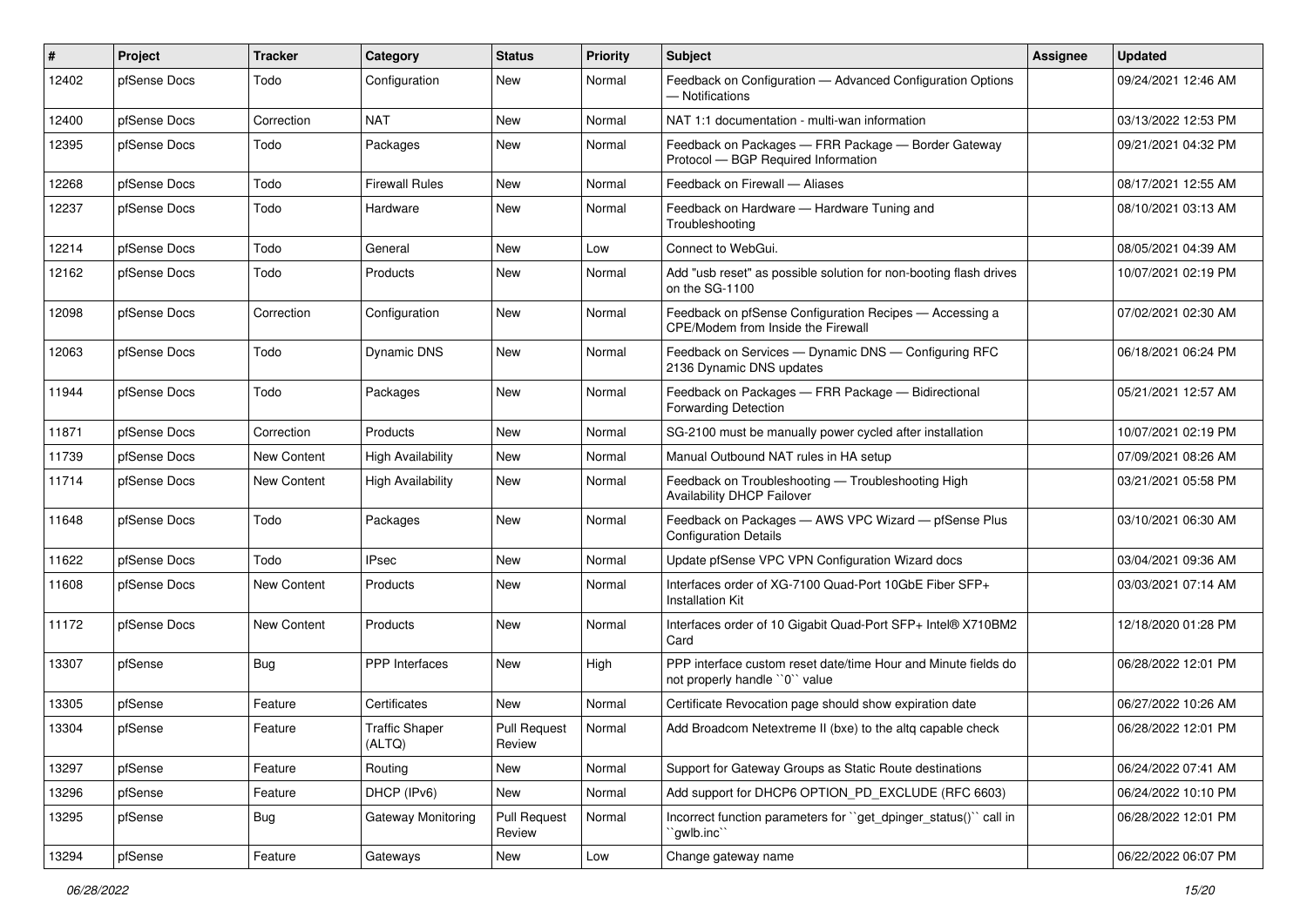| # | Project | Tracker | Category | Status | Priority | Subject | Assignee | Updated |
|---|---|---|---|---|---|---|---|---|
| 12402 | pfSense Docs | Todo | Configuration | New | Normal | Feedback on Configuration — Advanced Configuration Options — Notifications | | 09/24/2021 12:46 AM |
| 12400 | pfSense Docs | Correction | NAT | New | Normal | NAT 1:1 documentation - multi-wan information | | 03/13/2022 12:53 PM |
| 12395 | pfSense Docs | Todo | Packages | New | Normal | Feedback on Packages — FRR Package — Border Gateway Protocol — BGP Required Information | | 09/21/2021 04:32 PM |
| 12268 | pfSense Docs | Todo | Firewall Rules | New | Normal | Feedback on Firewall — Aliases | | 08/17/2021 12:55 AM |
| 12237 | pfSense Docs | Todo | Hardware | New | Normal | Feedback on Hardware — Hardware Tuning and Troubleshooting | | 08/10/2021 03:13 AM |
| 12214 | pfSense Docs | Todo | General | New | Low | Connect to WebGui. | | 08/05/2021 04:39 AM |
| 12162 | pfSense Docs | Todo | Products | New | Normal | Add "usb reset" as possible solution for non-booting flash drives on the SG-1100 | | 10/07/2021 02:19 PM |
| 12098 | pfSense Docs | Correction | Configuration | New | Normal | Feedback on pfSense Configuration Recipes — Accessing a CPE/Modem from Inside the Firewall | | 07/02/2021 02:30 AM |
| 12063 | pfSense Docs | Todo | Dynamic DNS | New | Normal | Feedback on Services — Dynamic DNS — Configuring RFC 2136 Dynamic DNS updates | | 06/18/2021 06:24 PM |
| 11944 | pfSense Docs | Todo | Packages | New | Normal | Feedback on Packages — FRR Package — Bidirectional Forwarding Detection | | 05/21/2021 12:57 AM |
| 11871 | pfSense Docs | Correction | Products | New | Normal | SG-2100 must be manually power cycled after installation | | 10/07/2021 02:19 PM |
| 11739 | pfSense Docs | New Content | High Availability | New | Normal | Manual Outbound NAT rules in HA setup | | 07/09/2021 08:26 AM |
| 11714 | pfSense Docs | New Content | High Availability | New | Normal | Feedback on Troubleshooting — Troubleshooting High Availability DHCP Failover | | 03/21/2021 05:58 PM |
| 11648 | pfSense Docs | Todo | Packages | New | Normal | Feedback on Packages — AWS VPC Wizard — pfSense Plus Configuration Details | | 03/10/2021 06:30 AM |
| 11622 | pfSense Docs | Todo | IPsec | New | Normal | Update pfSense VPC VPN Configuration Wizard docs | | 03/04/2021 09:36 AM |
| 11608 | pfSense Docs | New Content | Products | New | Normal | Interfaces order of XG-7100 Quad-Port 10GbE Fiber SFP+ Installation Kit | | 03/03/2021 07:14 AM |
| 11172 | pfSense Docs | New Content | Products | New | Normal | Interfaces order of 10 Gigabit Quad-Port SFP+ Intel® X710BM2 Card | | 12/18/2020 01:28 PM |
| 13307 | pfSense | Bug | PPP Interfaces | New | High | PPP interface custom reset date/time Hour and Minute fields do not properly handle ``0`` value | | 06/28/2022 12:01 PM |
| 13305 | pfSense | Feature | Certificates | New | Normal | Certificate Revocation page should show expiration date | | 06/27/2022 10:26 AM |
| 13304 | pfSense | Feature | Traffic Shaper (ALTQ) | Pull Request Review | Normal | Add Broadcom Netextreme II (bxe) to the altq capable check | | 06/28/2022 12:01 PM |
| 13297 | pfSense | Feature | Routing | New | Normal | Support for Gateway Groups as Static Route destinations | | 06/24/2022 07:41 AM |
| 13296 | pfSense | Feature | DHCP (IPv6) | New | Normal | Add support for DHCP6 OPTION_PD_EXCLUDE (RFC 6603) | | 06/24/2022 10:10 PM |
| 13295 | pfSense | Bug | Gateway Monitoring | Pull Request Review | Normal | Incorrect function parameters for ``get_dpinger_status()`` call in ``gwlb.inc`` | | 06/28/2022 12:01 PM |
| 13294 | pfSense | Feature | Gateways | New | Low | Change gateway name | | 06/22/2022 06:07 PM |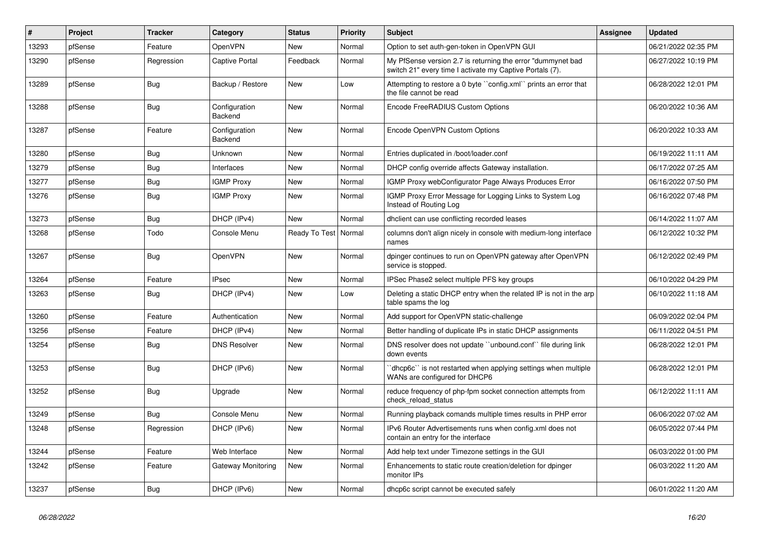| # | Project | Tracker | Category | Status | Priority | Subject | Assignee | Updated |
|---|---|---|---|---|---|---|---|---|
| 13293 | pfSense | Feature | OpenVPN | New | Normal | Option to set auth-gen-token in OpenVPN GUI | | 06/21/2022 02:35 PM |
| 13290 | pfSense | Regression | Captive Portal | Feedback | Normal | My PfSense version 2.7 is returning the error "dummynet bad switch 21" every time I activate my Captive Portals (7). | | 06/27/2022 10:19 PM |
| 13289 | pfSense | Bug | Backup / Restore | New | Low | Attempting to restore a 0 byte ``config.xml`` prints an error that the file cannot be read | | 06/28/2022 12:01 PM |
| 13288 | pfSense | Bug | Configuration Backend | New | Normal | Encode FreeRADIUS Custom Options | | 06/20/2022 10:36 AM |
| 13287 | pfSense | Feature | Configuration Backend | New | Normal | Encode OpenVPN Custom Options | | 06/20/2022 10:33 AM |
| 13280 | pfSense | Bug | Unknown | New | Normal | Entries duplicated in /boot/loader.conf | | 06/19/2022 11:11 AM |
| 13279 | pfSense | Bug | Interfaces | New | Normal | DHCP config override affects Gateway installation. | | 06/17/2022 07:25 AM |
| 13277 | pfSense | Bug | IGMP Proxy | New | Normal | IGMP Proxy webConfigurator Page Always Produces Error | | 06/16/2022 07:50 PM |
| 13276 | pfSense | Bug | IGMP Proxy | New | Normal | IGMP Proxy Error Message for Logging Links to System Log Instead of Routing Log | | 06/16/2022 07:48 PM |
| 13273 | pfSense | Bug | DHCP (IPv4) | New | Normal | dhclient can use conflicting recorded leases | | 06/14/2022 11:07 AM |
| 13268 | pfSense | Todo | Console Menu | Ready To Test | Normal | columns don't align nicely in console with medium-long interface names | | 06/12/2022 10:32 PM |
| 13267 | pfSense | Bug | OpenVPN | New | Normal | dpinger continues to run on OpenVPN gateway after OpenVPN service is stopped. | | 06/12/2022 02:49 PM |
| 13264 | pfSense | Feature | IPsec | New | Normal | IPSec Phase2 select multiple PFS key groups | | 06/10/2022 04:29 PM |
| 13263 | pfSense | Bug | DHCP (IPv4) | New | Low | Deleting a static DHCP entry when the related IP is not in the arp table spams the log | | 06/10/2022 11:18 AM |
| 13260 | pfSense | Feature | Authentication | New | Normal | Add support for OpenVPN static-challenge | | 06/09/2022 02:04 PM |
| 13256 | pfSense | Feature | DHCP (IPv4) | New | Normal | Better handling of duplicate IPs in static DHCP assignments | | 06/11/2022 04:51 PM |
| 13254 | pfSense | Bug | DNS Resolver | New | Normal | DNS resolver does not update ``unbound.conf`` file during link down events | | 06/28/2022 12:01 PM |
| 13253 | pfSense | Bug | DHCP (IPv6) | New | Normal | ``dhcp6c`` is not restarted when applying settings when multiple WANs are configured for DHCP6 | | 06/28/2022 12:01 PM |
| 13252 | pfSense | Bug | Upgrade | New | Normal | reduce frequency of php-fpm socket connection attempts from check_reload_status | | 06/12/2022 11:11 AM |
| 13249 | pfSense | Bug | Console Menu | New | Normal | Running playback comands multiple times results in PHP error | | 06/06/2022 07:02 AM |
| 13248 | pfSense | Regression | DHCP (IPv6) | New | Normal | IPv6 Router Advertisements runs when config.xml does not contain an entry for the interface | | 06/05/2022 07:44 PM |
| 13244 | pfSense | Feature | Web Interface | New | Normal | Add help text under Timezone settings in the GUI | | 06/03/2022 01:00 PM |
| 13242 | pfSense | Feature | Gateway Monitoring | New | Normal | Enhancements to static route creation/deletion for dpinger monitor IPs | | 06/03/2022 11:20 AM |
| 13237 | pfSense | Bug | DHCP (IPv6) | New | Normal | dhcp6c script cannot be executed safely | | 06/01/2022 11:20 AM |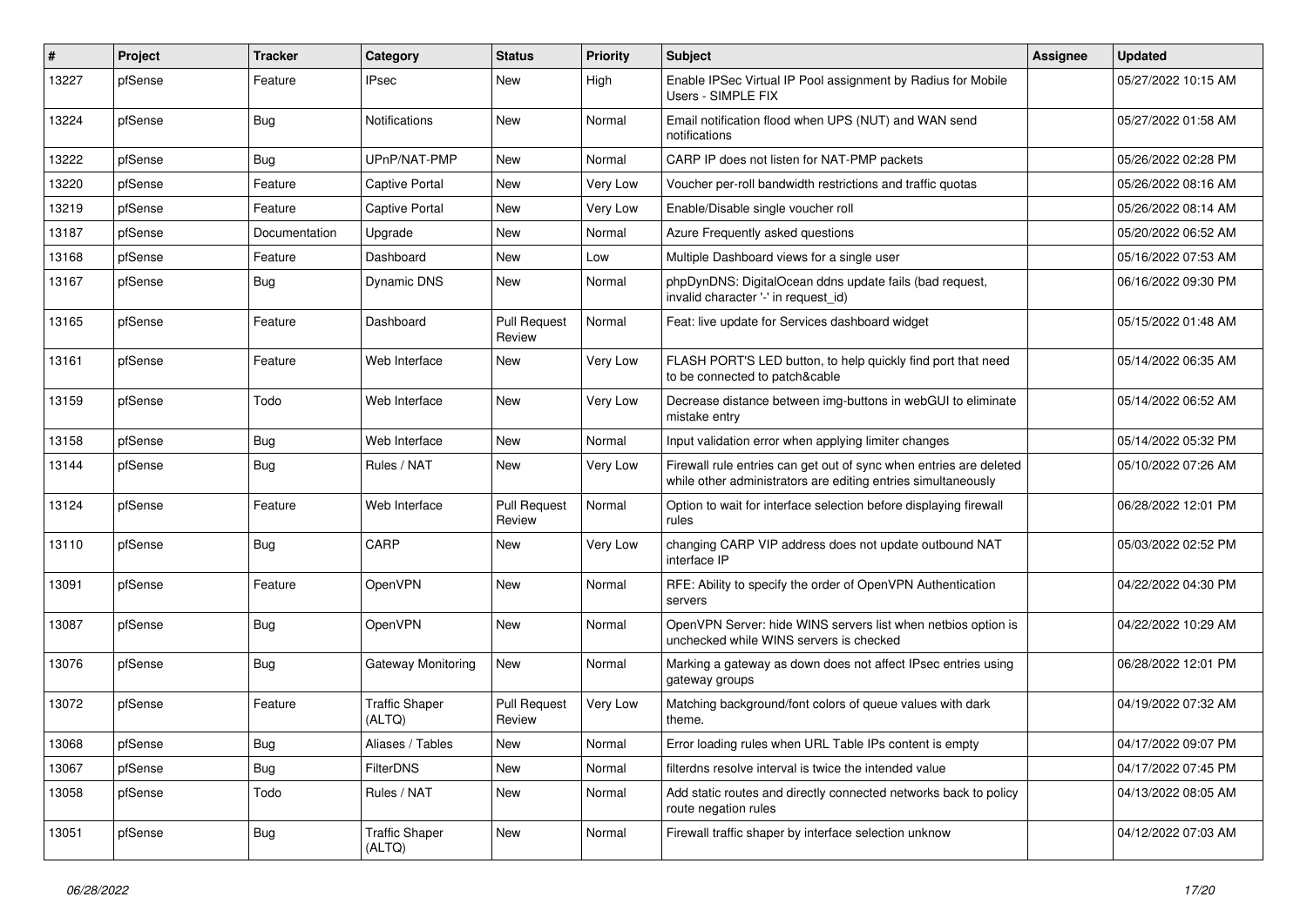| # | Project | Tracker | Category | Status | Priority | Subject | Assignee | Updated |
|---|---|---|---|---|---|---|---|---|
| 13227 | pfSense | Feature | IPsec | New | High | Enable IPSec Virtual IP Pool assignment by Radius for Mobile Users - SIMPLE FIX | | 05/27/2022 10:15 AM |
| 13224 | pfSense | Bug | Notifications | New | Normal | Email notification flood when UPS (NUT) and WAN send notifications | | 05/27/2022 01:58 AM |
| 13222 | pfSense | Bug | UPnP/NAT-PMP | New | Normal | CARP IP does not listen for NAT-PMP packets | | 05/26/2022 02:28 PM |
| 13220 | pfSense | Feature | Captive Portal | New | Very Low | Voucher per-roll bandwidth restrictions and traffic quotas | | 05/26/2022 08:16 AM |
| 13219 | pfSense | Feature | Captive Portal | New | Very Low | Enable/Disable single voucher roll | | 05/26/2022 08:14 AM |
| 13187 | pfSense | Documentation | Upgrade | New | Normal | Azure Frequently asked questions | | 05/20/2022 06:52 AM |
| 13168 | pfSense | Feature | Dashboard | New | Low | Multiple Dashboard views for a single user | | 05/16/2022 07:53 AM |
| 13167 | pfSense | Bug | Dynamic DNS | New | Normal | phpDynDNS: DigitalOcean ddns update fails (bad request, invalid character '-' in request_id) | | 06/16/2022 09:30 PM |
| 13165 | pfSense | Feature | Dashboard | Pull Request Review | Normal | Feat: live update for Services dashboard widget | | 05/15/2022 01:48 AM |
| 13161 | pfSense | Feature | Web Interface | New | Very Low | FLASH PORT'S LED button, to help quickly find port that need to be connected to patch&cable | | 05/14/2022 06:35 AM |
| 13159 | pfSense | Todo | Web Interface | New | Very Low | Decrease distance between img-buttons in webGUI to eliminate mistake entry | | 05/14/2022 06:52 AM |
| 13158 | pfSense | Bug | Web Interface | New | Normal | Input validation error when applying limiter changes | | 05/14/2022 05:32 PM |
| 13144 | pfSense | Bug | Rules / NAT | New | Very Low | Firewall rule entries can get out of sync when entries are deleted while other administrators are editing entries simultaneously | | 05/10/2022 07:26 AM |
| 13124 | pfSense | Feature | Web Interface | Pull Request Review | Normal | Option to wait for interface selection before displaying firewall rules | | 06/28/2022 12:01 PM |
| 13110 | pfSense | Bug | CARP | New | Very Low | changing CARP VIP address does not update outbound NAT interface IP | | 05/03/2022 02:52 PM |
| 13091 | pfSense | Feature | OpenVPN | New | Normal | RFE: Ability to specify the order of OpenVPN Authentication servers | | 04/22/2022 04:30 PM |
| 13087 | pfSense | Bug | OpenVPN | New | Normal | OpenVPN Server: hide WINS servers list when netbios option is unchecked while WINS servers is checked | | 04/22/2022 10:29 AM |
| 13076 | pfSense | Bug | Gateway Monitoring | New | Normal | Marking a gateway as down does not affect IPsec entries using gateway groups | | 06/28/2022 12:01 PM |
| 13072 | pfSense | Feature | Traffic Shaper (ALTQ) | Pull Request Review | Very Low | Matching background/font colors of queue values with dark theme. | | 04/19/2022 07:32 AM |
| 13068 | pfSense | Bug | Aliases / Tables | New | Normal | Error loading rules when URL Table IPs content is empty | | 04/17/2022 09:07 PM |
| 13067 | pfSense | Bug | FilterDNS | New | Normal | filterdns resolve interval is twice the intended value | | 04/17/2022 07:45 PM |
| 13058 | pfSense | Todo | Rules / NAT | New | Normal | Add static routes and directly connected networks back to policy route negation rules | | 04/13/2022 08:05 AM |
| 13051 | pfSense | Bug | Traffic Shaper (ALTQ) | New | Normal | Firewall traffic shaper by interface selection unknow | | 04/12/2022 07:03 AM |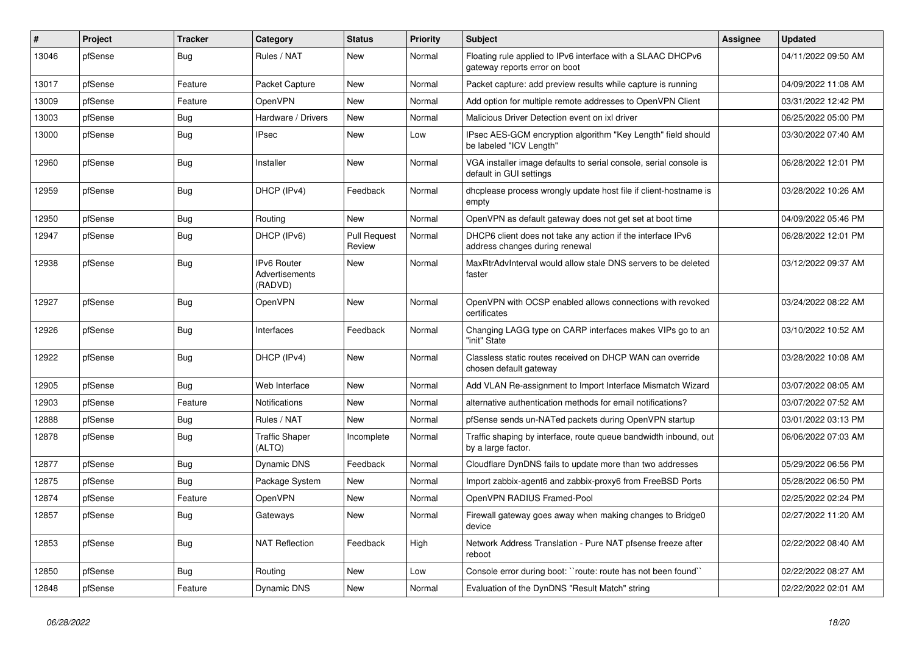| # | Project | Tracker | Category | Status | Priority | Subject | Assignee | Updated |
|---|---|---|---|---|---|---|---|---|
| 13046 | pfSense | Bug | Rules / NAT | New | Normal | Floating rule applied to IPv6 interface with a SLAAC DHCPv6 gateway reports error on boot | | 04/11/2022 09:50 AM |
| 13017 | pfSense | Feature | Packet Capture | New | Normal | Packet capture: add preview results while capture is running | | 04/09/2022 11:08 AM |
| 13009 | pfSense | Feature | OpenVPN | New | Normal | Add option for multiple remote addresses to OpenVPN Client | | 03/31/2022 12:42 PM |
| 13003 | pfSense | Bug | Hardware / Drivers | New | Normal | Malicious Driver Detection event on ixl driver | | 06/25/2022 05:00 PM |
| 13000 | pfSense | Bug | IPsec | New | Low | IPsec AES-GCM encryption algorithm "Key Length" field should be labeled "ICV Length" | | 03/30/2022 07:40 AM |
| 12960 | pfSense | Bug | Installer | New | Normal | VGA installer image defaults to serial console, serial console is default in GUI settings | | 06/28/2022 12:01 PM |
| 12959 | pfSense | Bug | DHCP (IPv4) | Feedback | Normal | dhcplease process wrongly update host file if client-hostname is empty | | 03/28/2022 10:26 AM |
| 12950 | pfSense | Bug | Routing | New | Normal | OpenVPN as default gateway does not get set at boot time | | 04/09/2022 05:46 PM |
| 12947 | pfSense | Bug | DHCP (IPv6) | Pull Request Review | Normal | DHCP6 client does not take any action if the interface IPv6 address changes during renewal | | 06/28/2022 12:01 PM |
| 12938 | pfSense | Bug | IPv6 Router Advertisements (RADVD) | New | Normal | MaxRtrAdvInterval would allow stale DNS servers to be deleted faster | | 03/12/2022 09:37 AM |
| 12927 | pfSense | Bug | OpenVPN | New | Normal | OpenVPN with OCSP enabled allows connections with revoked certificates | | 03/24/2022 08:22 AM |
| 12926 | pfSense | Bug | Interfaces | Feedback | Normal | Changing LAGG type on CARP interfaces makes VIPs go to an "init" State | | 03/10/2022 10:52 AM |
| 12922 | pfSense | Bug | DHCP (IPv4) | New | Normal | Classless static routes received on DHCP WAN can override chosen default gateway | | 03/28/2022 10:08 AM |
| 12905 | pfSense | Bug | Web Interface | New | Normal | Add VLAN Re-assignment to Import Interface Mismatch Wizard | | 03/07/2022 08:05 AM |
| 12903 | pfSense | Feature | Notifications | New | Normal | alternative authentication methods for email notifications? | | 03/07/2022 07:52 AM |
| 12888 | pfSense | Bug | Rules / NAT | New | Normal | pfSense sends un-NATed packets during OpenVPN startup | | 03/01/2022 03:13 PM |
| 12878 | pfSense | Bug | Traffic Shaper (ALTQ) | Incomplete | Normal | Traffic shaping by interface, route queue bandwidth inbound, out by a large factor. | | 06/06/2022 07:03 AM |
| 12877 | pfSense | Bug | Dynamic DNS | Feedback | Normal | Cloudflare DynDNS fails to update more than two addresses | | 05/29/2022 06:56 PM |
| 12875 | pfSense | Bug | Package System | New | Normal | Import zabbix-agent6 and zabbix-proxy6 from FreeBSD Ports | | 05/28/2022 06:50 PM |
| 12874 | pfSense | Feature | OpenVPN | New | Normal | OpenVPN RADIUS Framed-Pool | | 02/25/2022 02:24 PM |
| 12857 | pfSense | Bug | Gateways | New | Normal | Firewall gateway goes away when making changes to Bridge0 device | | 02/27/2022 11:20 AM |
| 12853 | pfSense | Bug | NAT Reflection | Feedback | High | Network Address Translation - Pure NAT pfsense freeze after reboot | | 02/22/2022 08:40 AM |
| 12850 | pfSense | Bug | Routing | New | Low | Console error during boot: ``route: route has not been found`` | | 02/22/2022 08:27 AM |
| 12848 | pfSense | Feature | Dynamic DNS | New | Normal | Evaluation of the DynDNS "Result Match" string | | 02/22/2022 02:01 AM |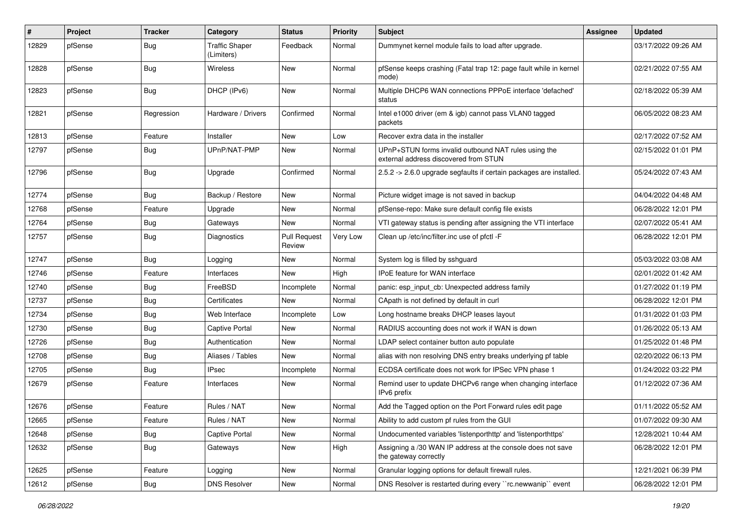| # | Project | Tracker | Category | Status | Priority | Subject | Assignee | Updated |
|---|---|---|---|---|---|---|---|---|
| 12829 | pfSense | Bug | Traffic Shaper (Limiters) | Feedback | Normal | Dummynet kernel module fails to load after upgrade. | | 03/17/2022 09:26 AM |
| 12828 | pfSense | Bug | Wireless | New | Normal | pfSense keeps crashing (Fatal trap 12: page fault while in kernel mode) | | 02/21/2022 07:55 AM |
| 12823 | pfSense | Bug | DHCP (IPv6) | New | Normal | Multiple DHCP6 WAN connections PPPoE interface 'defached' status | | 02/18/2022 05:39 AM |
| 12821 | pfSense | Regression | Hardware / Drivers | Confirmed | Normal | Intel e1000 driver (em & igb) cannot pass VLAN0 tagged packets | | 06/05/2022 08:23 AM |
| 12813 | pfSense | Feature | Installer | New | Low | Recover extra data in the installer | | 02/17/2022 07:52 AM |
| 12797 | pfSense | Bug | UPnP/NAT-PMP | New | Normal | UPnP+STUN forms invalid outbound NAT rules using the external address discovered from STUN | | 02/15/2022 01:01 PM |
| 12796 | pfSense | Bug | Upgrade | Confirmed | Normal | 2.5.2 -> 2.6.0 upgrade segfaults if certain packages are installed. | | 05/24/2022 07:43 AM |
| 12774 | pfSense | Bug | Backup / Restore | New | Normal | Picture widget image is not saved in backup | | 04/04/2022 04:48 AM |
| 12768 | pfSense | Feature | Upgrade | New | Normal | pfSense-repo: Make sure default config file exists | | 06/28/2022 12:01 PM |
| 12764 | pfSense | Bug | Gateways | New | Normal | VTI gateway status is pending after assigning the VTI interface | | 02/07/2022 05:41 AM |
| 12757 | pfSense | Bug | Diagnostics | Pull Request Review | Very Low | Clean up /etc/inc/filter.inc use of pfctl -F | | 06/28/2022 12:01 PM |
| 12747 | pfSense | Bug | Logging | New | Normal | System log is filled by sshguard | | 05/03/2022 03:08 AM |
| 12746 | pfSense | Feature | Interfaces | New | High | IPoE feature for WAN interface | | 02/01/2022 01:42 AM |
| 12740 | pfSense | Bug | FreeBSD | Incomplete | Normal | panic: esp_input_cb: Unexpected address family | | 01/27/2022 01:19 PM |
| 12737 | pfSense | Bug | Certificates | New | Normal | CApath is not defined by default in curl | | 06/28/2022 12:01 PM |
| 12734 | pfSense | Bug | Web Interface | Incomplete | Low | Long hostname breaks DHCP leases layout | | 01/31/2022 01:03 PM |
| 12730 | pfSense | Bug | Captive Portal | New | Normal | RADIUS accounting does not work if WAN is down | | 01/26/2022 05:13 AM |
| 12726 | pfSense | Bug | Authentication | New | Normal | LDAP select container button auto populate | | 01/25/2022 01:48 PM |
| 12708 | pfSense | Bug | Aliases / Tables | New | Normal | alias with non resolving DNS entry breaks underlying pf table | | 02/20/2022 06:13 PM |
| 12705 | pfSense | Bug | IPsec | Incomplete | Normal | ECDSA certificate does not work for IPSec VPN phase 1 | | 01/24/2022 03:22 PM |
| 12679 | pfSense | Feature | Interfaces | New | Normal | Remind user to update DHCPv6 range when changing interface IPv6 prefix | | 01/12/2022 07:36 AM |
| 12676 | pfSense | Feature | Rules / NAT | New | Normal | Add the Tagged option on the Port Forward rules edit page | | 01/11/2022 05:52 AM |
| 12665 | pfSense | Feature | Rules / NAT | New | Normal | Ability to add custom pf rules from the GUI | | 01/07/2022 09:30 AM |
| 12648 | pfSense | Bug | Captive Portal | New | Normal | Undocumented variables 'listenporthttp' and 'listenporthttps' | | 12/28/2021 10:44 AM |
| 12632 | pfSense | Bug | Gateways | New | High | Assigning a /30 WAN IP address at the console does not save the gateway correctly | | 06/28/2022 12:01 PM |
| 12625 | pfSense | Feature | Logging | New | Normal | Granular logging options for default firewall rules. | | 12/21/2021 06:39 PM |
| 12612 | pfSense | Bug | DNS Resolver | New | Normal | DNS Resolver is restarted during every ``rc.newwanip`` event | | 06/28/2022 12:01 PM |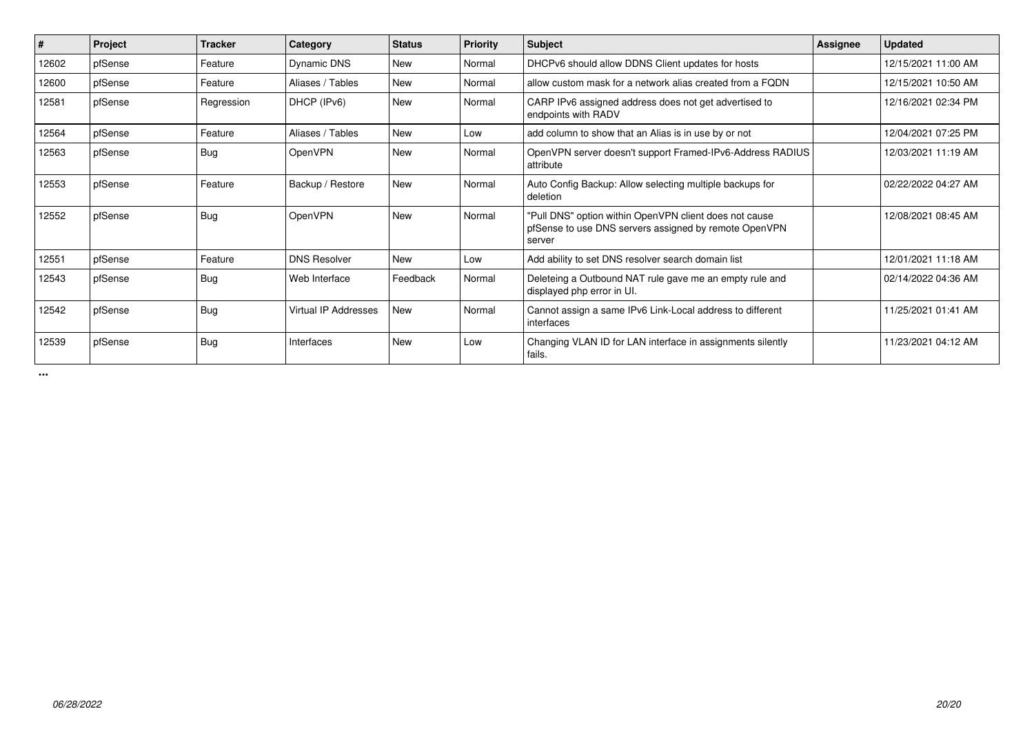| # | Project | Tracker | Category | Status | Priority | Subject | Assignee | Updated |
|---|---|---|---|---|---|---|---|---|
| 12602 | pfSense | Feature | Dynamic DNS | New | Normal | DHCPv6 should allow DDNS Client updates for hosts | | 12/15/2021 11:00 AM |
| 12600 | pfSense | Feature | Aliases / Tables | New | Normal | allow custom mask for a network alias created from a FQDN | | 12/15/2021 10:50 AM |
| 12581 | pfSense | Regression | DHCP (IPv6) | New | Normal | CARP IPv6 assigned address does not get advertised to endpoints with RADV | | 12/16/2021 02:34 PM |
| 12564 | pfSense | Feature | Aliases / Tables | New | Low | add column to show that an Alias is in use by or not | | 12/04/2021 07:25 PM |
| 12563 | pfSense | Bug | OpenVPN | New | Normal | OpenVPN server doesn't support Framed-IPv6-Address RADIUS attribute | | 12/03/2021 11:19 AM |
| 12553 | pfSense | Feature | Backup / Restore | New | Normal | Auto Config Backup: Allow selecting multiple backups for deletion | | 02/22/2022 04:27 AM |
| 12552 | pfSense | Bug | OpenVPN | New | Normal | "Pull DNS" option within OpenVPN client does not cause pfSense to use DNS servers assigned by remote OpenVPN server | | 12/08/2021 08:45 AM |
| 12551 | pfSense | Feature | DNS Resolver | New | Low | Add ability to set DNS resolver search domain list | | 12/01/2021 11:18 AM |
| 12543 | pfSense | Bug | Web Interface | Feedback | Normal | Deleteing a Outbound NAT rule gave me an empty rule and displayed php error in UI. | | 02/14/2022 04:36 AM |
| 12542 | pfSense | Bug | Virtual IP Addresses | New | Normal | Cannot assign a same IPv6 Link-Local address to different interfaces | | 11/25/2021 01:41 AM |
| 12539 | pfSense | Bug | Interfaces | New | Low | Changing VLAN ID for LAN interface in assignments silently fails. | | 11/23/2021 04:12 AM |

...